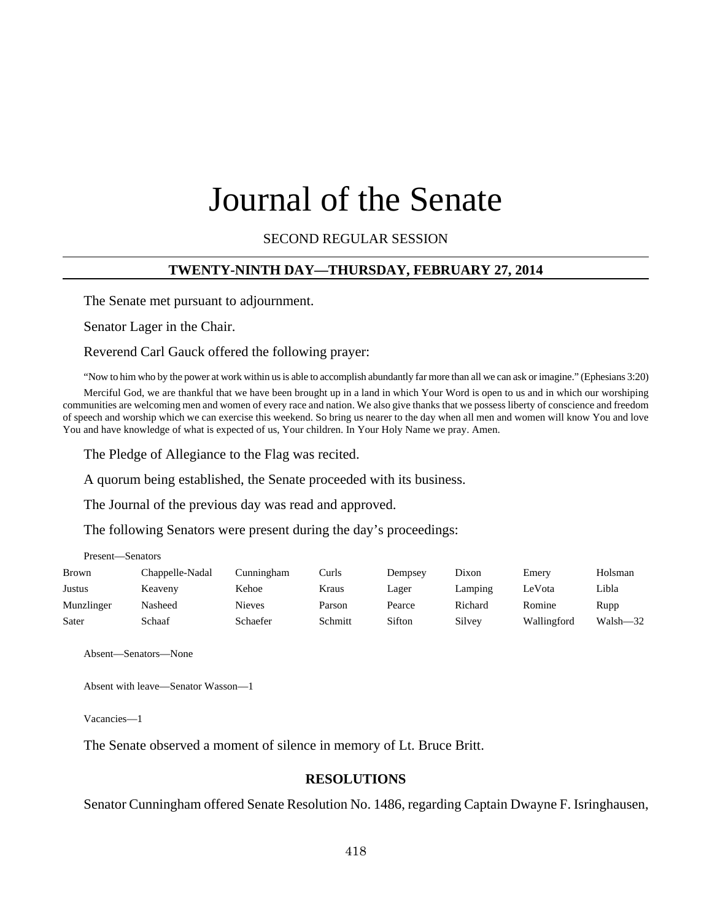# Journal of the Senate

SECOND REGULAR SESSION

## TWENTY-NINTH DAY—THURSDAY, FEBRUARY 27, 2014

The Senate met pursuant to adjournment.

Senator Lager in the Chair.

Reverend Carl Gauck offered the following prayer:

"Now to him who by the power at work within us is able to accomplish abundantly far more than all we can ask or imagine." (Ephesians 3:20)

Merciful God, we are thankful that we have been brought up in a land in which Your Word is open to us and in which our worshiping communities are welcoming men and women of every race and nation. We also give thanks that we possess liberty of conscience and freedom of speech and worship which we can exercise this weekend. So bring us nearer to the day when all men and women will know You and love You and have knowledge of what is expected of us, Your children. In Your Holy Name we pray. Amen.

The Pledge of Allegiance to the Flag was recited.

A quorum being established, the Senate proceeded with its business.

The Journal of the previous day was read and approved.

The following Senators were present during the day's proceedings:

Present—Senators

| | | | | | | | |
|---|---|---|---|---|---|---|---|
| Brown | Chappelle-Nadal | Cunningham | Curls | Dempsey | Dixon | Emery | Holsman |
| Justus | Keaveny | Kehoe | Kraus | Lager | Lamping | LeVota | Libla |
| Munzlinger | Nasheed | Nieves | Parson | Pearce | Richard | Romine | Rupp |
| Sater | Schaaf | Schaefer | Schmitt | Sifton | Silvey | Wallingford | Walsh—32 |

Absent—Senators—None

Absent with leave—Senator Wasson—1

Vacancies—1

The Senate observed a moment of silence in memory of Lt. Bruce Britt.

### RESOLUTIONS

Senator Cunningham offered Senate Resolution No. 1486, regarding Captain Dwayne F. Isringhausen,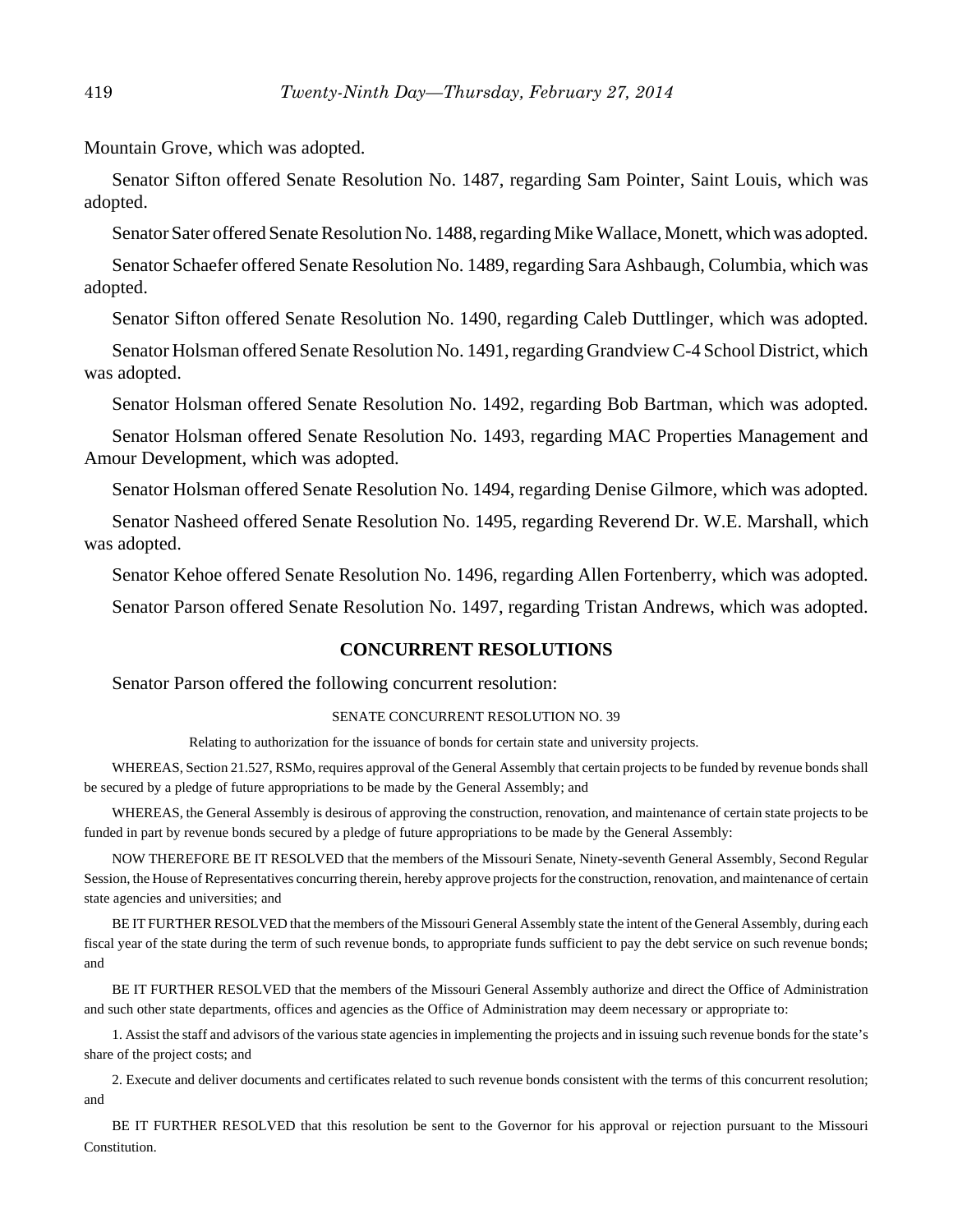Mountain Grove, which was adopted.

Senator Sifton offered Senate Resolution No. 1487, regarding Sam Pointer, Saint Louis, which was adopted.

Senator Sater offered Senate Resolution No. 1488, regarding Mike Wallace, Monett, which was adopted.

Senator Schaefer offered Senate Resolution No. 1489, regarding Sara Ashbaugh, Columbia, which was adopted.

Senator Sifton offered Senate Resolution No. 1490, regarding Caleb Duttlinger, which was adopted.

Senator Holsman offered Senate Resolution No. 1491, regarding Grandview C-4 School District, which was adopted.

Senator Holsman offered Senate Resolution No. 1492, regarding Bob Bartman, which was adopted.

Senator Holsman offered Senate Resolution No. 1493, regarding MAC Properties Management and Amour Development, which was adopted.

Senator Holsman offered Senate Resolution No. 1494, regarding Denise Gilmore, which was adopted.

Senator Nasheed offered Senate Resolution No. 1495, regarding Reverend Dr. W.E. Marshall, which was adopted.

Senator Kehoe offered Senate Resolution No. 1496, regarding Allen Fortenberry, which was adopted.

Senator Parson offered Senate Resolution No. 1497, regarding Tristan Andrews, which was adopted.

## CONCURRENT RESOLUTIONS

Senator Parson offered the following concurrent resolution:

SENATE CONCURRENT RESOLUTION NO. 39

Relating to authorization for the issuance of bonds for certain state and university projects.

WHEREAS, Section 21.527, RSMo, requires approval of the General Assembly that certain projects to be funded by revenue bonds shall be secured by a pledge of future appropriations to be made by the General Assembly; and

WHEREAS, the General Assembly is desirous of approving the construction, renovation, and maintenance of certain state projects to be funded in part by revenue bonds secured by a pledge of future appropriations to be made by the General Assembly:

NOW THEREFORE BE IT RESOLVED that the members of the Missouri Senate, Ninety-seventh General Assembly, Second Regular Session, the House of Representatives concurring therein, hereby approve projects for the construction, renovation, and maintenance of certain state agencies and universities; and

BE IT FURTHER RESOLVED that the members of the Missouri General Assembly state the intent of the General Assembly, during each fiscal year of the state during the term of such revenue bonds, to appropriate funds sufficient to pay the debt service on such revenue bonds; and

BE IT FURTHER RESOLVED that the members of the Missouri General Assembly authorize and direct the Office of Administration and such other state departments, offices and agencies as the Office of Administration may deem necessary or appropriate to:

1. Assist the staff and advisors of the various state agencies in implementing the projects and in issuing such revenue bonds for the state's share of the project costs; and

2. Execute and deliver documents and certificates related to such revenue bonds consistent with the terms of this concurrent resolution; and

BE IT FURTHER RESOLVED that this resolution be sent to the Governor for his approval or rejection pursuant to the Missouri Constitution.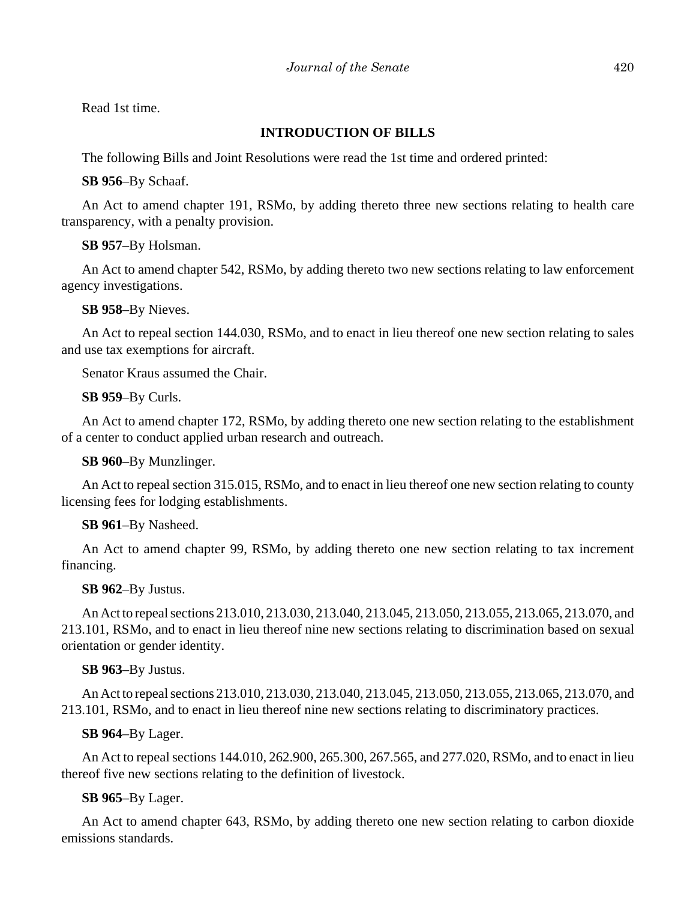Read 1st time.

## INTRODUCTION OF BILLS

The following Bills and Joint Resolutions were read the 1st time and ordered printed:

**SB 956**–By Schaaf.

An Act to amend chapter 191, RSMo, by adding thereto three new sections relating to health care transparency, with a penalty provision.

**SB 957**–By Holsman.

An Act to amend chapter 542, RSMo, by adding thereto two new sections relating to law enforcement agency investigations.

**SB 958**–By Nieves.

An Act to repeal section 144.030, RSMo, and to enact in lieu thereof one new section relating to sales and use tax exemptions for aircraft.

Senator Kraus assumed the Chair.

**SB 959**–By Curls.

An Act to amend chapter 172, RSMo, by adding thereto one new section relating to the establishment of a center to conduct applied urban research and outreach.

**SB 960**–By Munzlinger.

An Act to repeal section 315.015, RSMo, and to enact in lieu thereof one new section relating to county licensing fees for lodging establishments.

**SB 961**–By Nasheed.

An Act to amend chapter 99, RSMo, by adding thereto one new section relating to tax increment financing.

**SB 962**–By Justus.

An Act to repeal sections 213.010, 213.030, 213.040, 213.045, 213.050, 213.055, 213.065, 213.070, and 213.101, RSMo, and to enact in lieu thereof nine new sections relating to discrimination based on sexual orientation or gender identity.

**SB 963**–By Justus.

An Act to repeal sections 213.010, 213.030, 213.040, 213.045, 213.050, 213.055, 213.065, 213.070, and 213.101, RSMo, and to enact in lieu thereof nine new sections relating to discriminatory practices.

**SB 964**–By Lager.

An Act to repeal sections 144.010, 262.900, 265.300, 267.565, and 277.020, RSMo, and to enact in lieu thereof five new sections relating to the definition of livestock.

**SB 965**–By Lager.

An Act to amend chapter 643, RSMo, by adding thereto one new section relating to carbon dioxide emissions standards.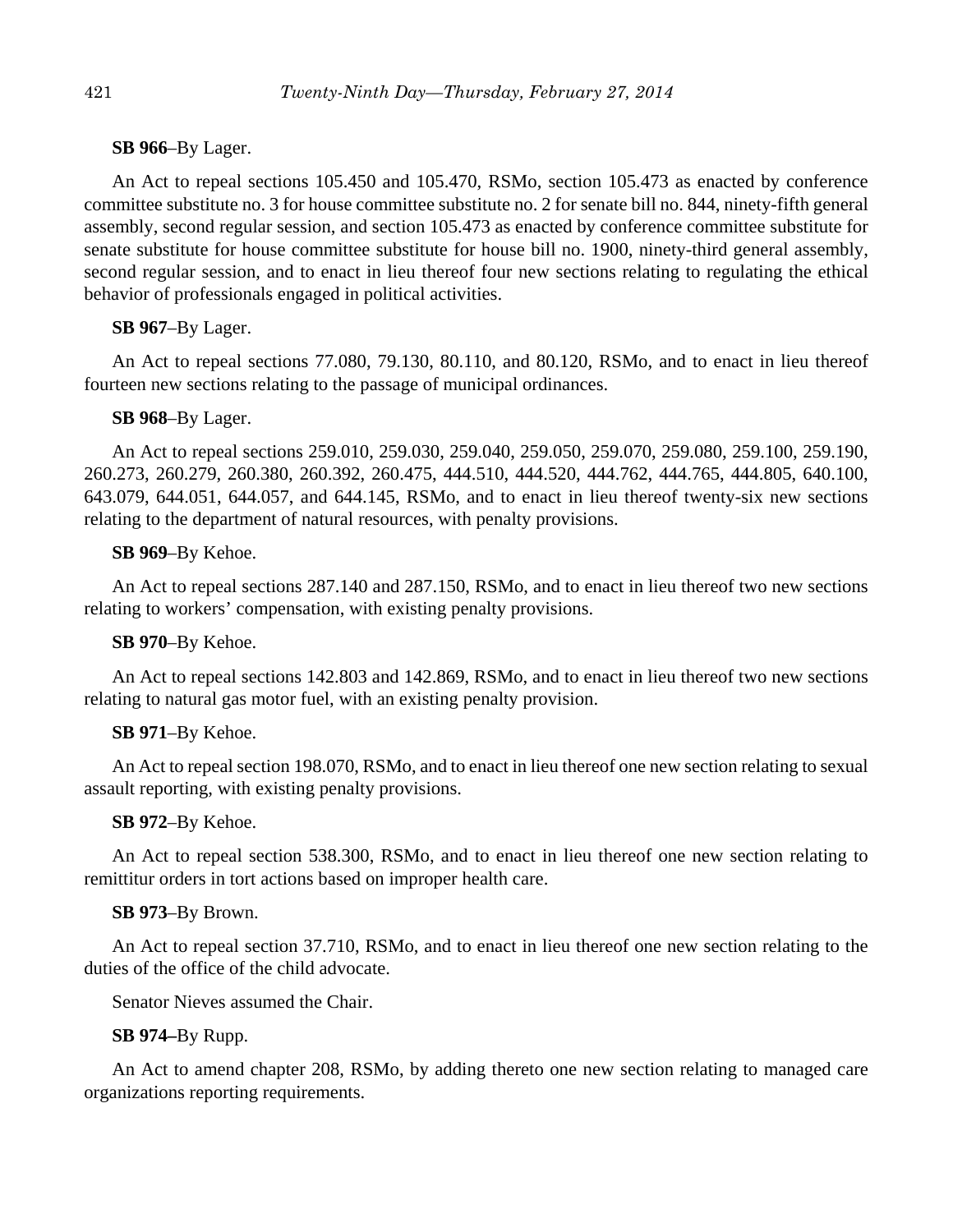**SB 966**–By Lager.

An Act to repeal sections 105.450 and 105.470, RSMo, section 105.473 as enacted by conference committee substitute no. 3 for house committee substitute no. 2 for senate bill no. 844, ninety-fifth general assembly, second regular session, and section 105.473 as enacted by conference committee substitute for senate substitute for house committee substitute for house bill no. 1900, ninety-third general assembly, second regular session, and to enact in lieu thereof four new sections relating to regulating the ethical behavior of professionals engaged in political activities.

**SB 967**–By Lager.

An Act to repeal sections 77.080, 79.130, 80.110, and 80.120, RSMo, and to enact in lieu thereof fourteen new sections relating to the passage of municipal ordinances.

**SB 968**–By Lager.

An Act to repeal sections 259.010, 259.030, 259.040, 259.050, 259.070, 259.080, 259.100, 259.190, 260.273, 260.279, 260.380, 260.392, 260.475, 444.510, 444.520, 444.762, 444.765, 444.805, 640.100, 643.079, 644.051, 644.057, and 644.145, RSMo, and to enact in lieu thereof twenty-six new sections relating to the department of natural resources, with penalty provisions.

**SB 969**–By Kehoe.

An Act to repeal sections 287.140 and 287.150, RSMo, and to enact in lieu thereof two new sections relating to workers' compensation, with existing penalty provisions.

**SB 970**–By Kehoe.

An Act to repeal sections 142.803 and 142.869, RSMo, and to enact in lieu thereof two new sections relating to natural gas motor fuel, with an existing penalty provision.

**SB 971**–By Kehoe.

An Act to repeal section 198.070, RSMo, and to enact in lieu thereof one new section relating to sexual assault reporting, with existing penalty provisions.

**SB 972**–By Kehoe.

An Act to repeal section 538.300, RSMo, and to enact in lieu thereof one new section relating to remittitur orders in tort actions based on improper health care.

**SB 973**–By Brown.

An Act to repeal section 37.710, RSMo, and to enact in lieu thereof one new section relating to the duties of the office of the child advocate.

Senator Nieves assumed the Chair.

**SB 974**–By Rupp.

An Act to amend chapter 208, RSMo, by adding thereto one new section relating to managed care organizations reporting requirements.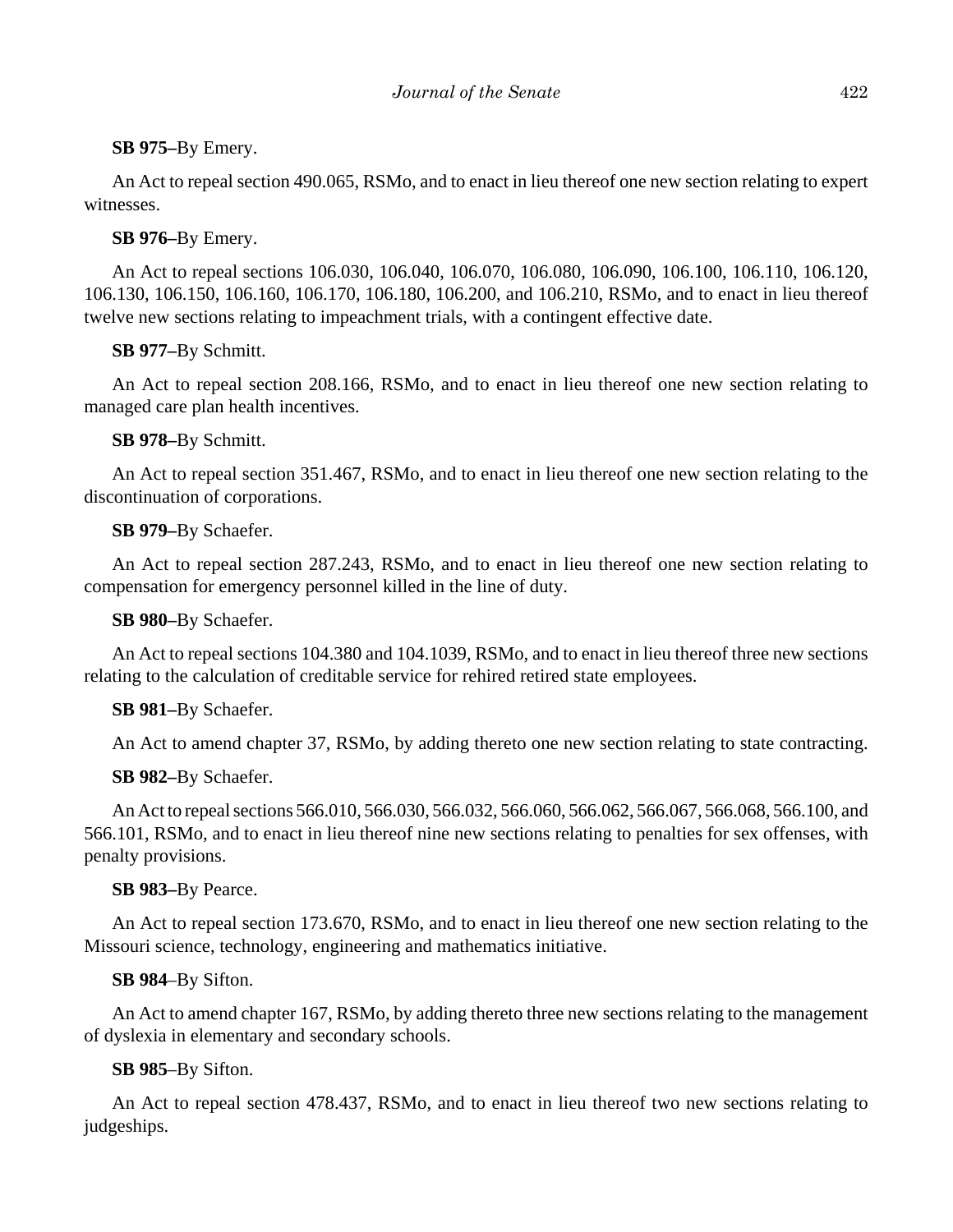**SB 975**–By Emery.

An Act to repeal section 490.065, RSMo, and to enact in lieu thereof one new section relating to expert witnesses.

**SB 976**–By Emery.

An Act to repeal sections 106.030, 106.040, 106.070, 106.080, 106.090, 106.100, 106.110, 106.120, 106.130, 106.150, 106.160, 106.170, 106.180, 106.200, and 106.210, RSMo, and to enact in lieu thereof twelve new sections relating to impeachment trials, with a contingent effective date.

**SB 977**–By Schmitt.

An Act to repeal section 208.166, RSMo, and to enact in lieu thereof one new section relating to managed care plan health incentives.

**SB 978**–By Schmitt.

An Act to repeal section 351.467, RSMo, and to enact in lieu thereof one new section relating to the discontinuation of corporations.

**SB 979**–By Schaefer.

An Act to repeal section 287.243, RSMo, and to enact in lieu thereof one new section relating to compensation for emergency personnel killed in the line of duty.

**SB 980**–By Schaefer.

An Act to repeal sections 104.380 and 104.1039, RSMo, and to enact in lieu thereof three new sections relating to the calculation of creditable service for rehired retired state employees.

**SB 981**–By Schaefer.

An Act to amend chapter 37, RSMo, by adding thereto one new section relating to state contracting.

**SB 982**–By Schaefer.

An Act to repeal sections 566.010, 566.030, 566.032, 566.060, 566.062, 566.067, 566.068, 566.100, and 566.101, RSMo, and to enact in lieu thereof nine new sections relating to penalties for sex offenses, with penalty provisions.

**SB 983**–By Pearce.

An Act to repeal section 173.670, RSMo, and to enact in lieu thereof one new section relating to the Missouri science, technology, engineering and mathematics initiative.

**SB 984**–By Sifton.

An Act to amend chapter 167, RSMo, by adding thereto three new sections relating to the management of dyslexia in elementary and secondary schools.

**SB 985**–By Sifton.

An Act to repeal section 478.437, RSMo, and to enact in lieu thereof two new sections relating to judgeships.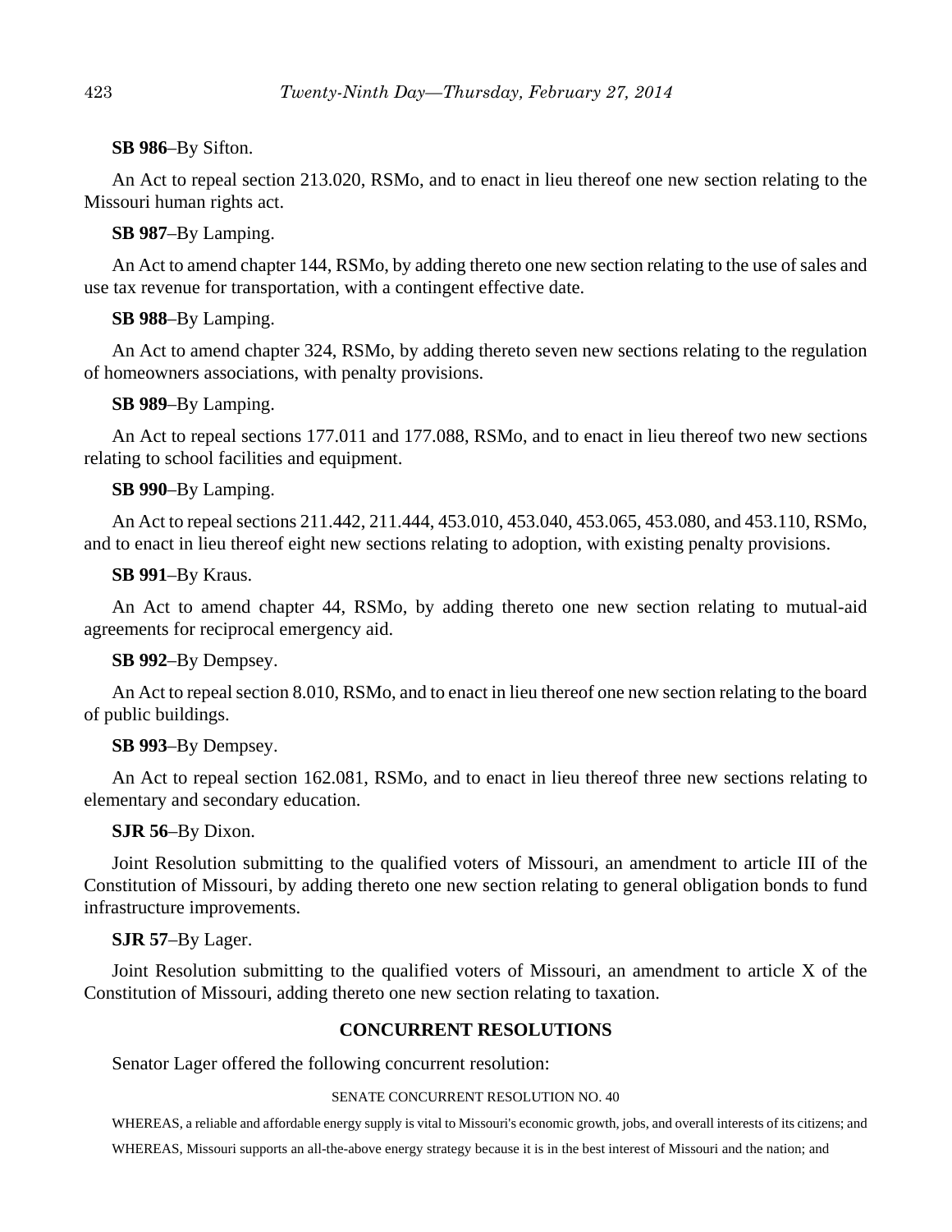**SB 986**–By Sifton.

An Act to repeal section 213.020, RSMo, and to enact in lieu thereof one new section relating to the Missouri human rights act.

**SB 987**–By Lamping.

An Act to amend chapter 144, RSMo, by adding thereto one new section relating to the use of sales and use tax revenue for transportation, with a contingent effective date.

**SB 988**–By Lamping.

An Act to amend chapter 324, RSMo, by adding thereto seven new sections relating to the regulation of homeowners associations, with penalty provisions.

**SB 989**–By Lamping.

An Act to repeal sections 177.011 and 177.088, RSMo, and to enact in lieu thereof two new sections relating to school facilities and equipment.

**SB 990**–By Lamping.

An Act to repeal sections 211.442, 211.444, 453.010, 453.040, 453.065, 453.080, and 453.110, RSMo, and to enact in lieu thereof eight new sections relating to adoption, with existing penalty provisions.

**SB 991**–By Kraus.

An Act to amend chapter 44, RSMo, by adding thereto one new section relating to mutual-aid agreements for reciprocal emergency aid.

**SB 992**–By Dempsey.

An Act to repeal section 8.010, RSMo, and to enact in lieu thereof one new section relating to the board of public buildings.

**SB 993**–By Dempsey.

An Act to repeal section 162.081, RSMo, and to enact in lieu thereof three new sections relating to elementary and secondary education.

**SJR 56**–By Dixon.

Joint Resolution submitting to the qualified voters of Missouri, an amendment to article III of the Constitution of Missouri, by adding thereto one new section relating to general obligation bonds to fund infrastructure improvements.

**SJR 57**–By Lager.

Joint Resolution submitting to the qualified voters of Missouri, an amendment to article X of the Constitution of Missouri, adding thereto one new section relating to taxation.

## CONCURRENT RESOLUTIONS

Senator Lager offered the following concurrent resolution:

SENATE CONCURRENT RESOLUTION NO. 40

WHEREAS, a reliable and affordable energy supply is vital to Missouri's economic growth, jobs, and overall interests of its citizens; and

WHEREAS, Missouri supports an all-the-above energy strategy because it is in the best interest of Missouri and the nation; and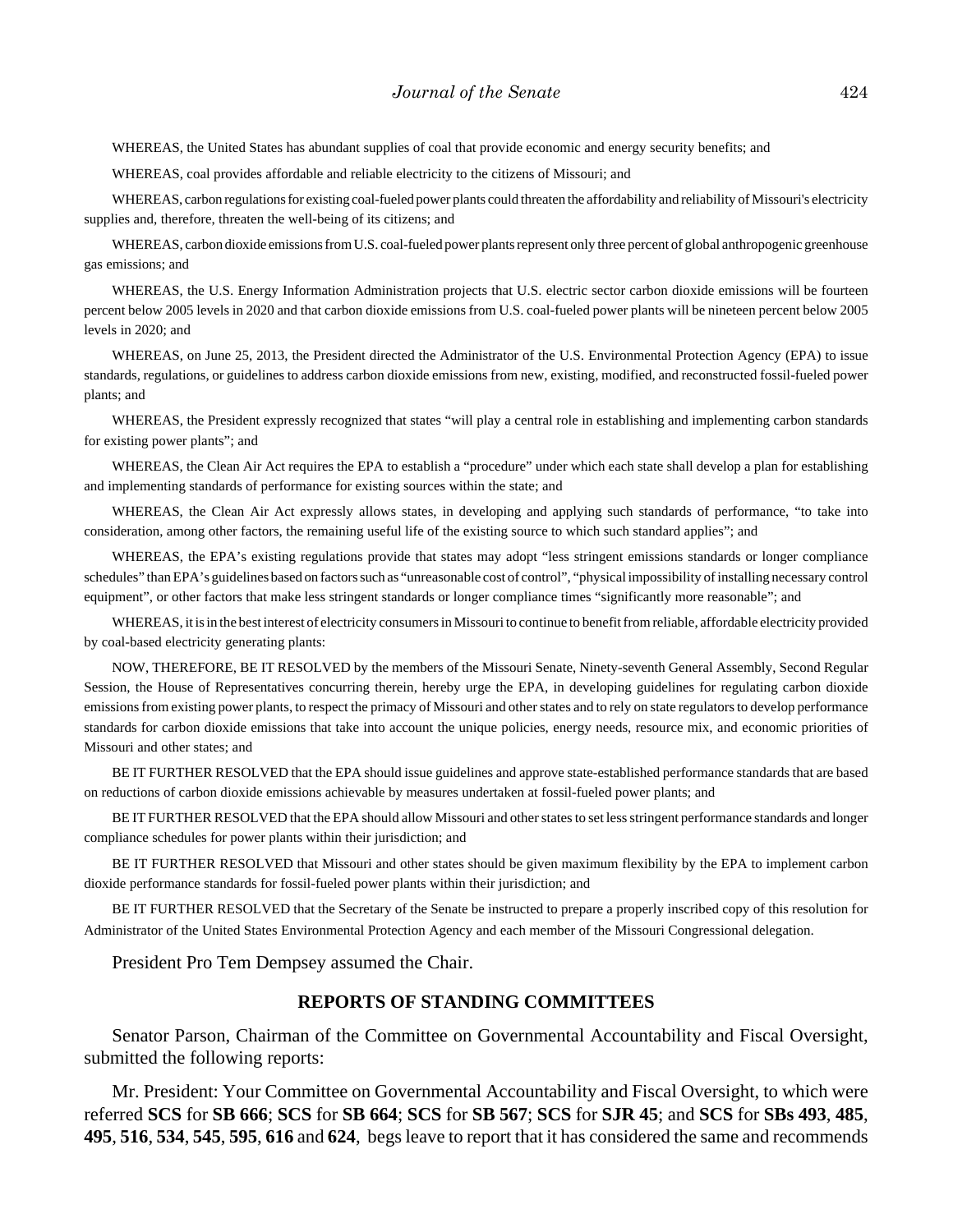WHEREAS, the United States has abundant supplies of coal that provide economic and energy security benefits; and

WHEREAS, coal provides affordable and reliable electricity to the citizens of Missouri; and

WHEREAS, carbon regulations for existing coal-fueled power plants could threaten the affordability and reliability of Missouri's electricity supplies and, therefore, threaten the well-being of its citizens; and

WHEREAS, carbon dioxide emissions from U.S. coal-fueled power plants represent only three percent of global anthropogenic greenhouse gas emissions; and

WHEREAS, the U.S. Energy Information Administration projects that U.S. electric sector carbon dioxide emissions will be fourteen percent below 2005 levels in 2020 and that carbon dioxide emissions from U.S. coal-fueled power plants will be nineteen percent below 2005 levels in 2020; and

WHEREAS, on June 25, 2013, the President directed the Administrator of the U.S. Environmental Protection Agency (EPA) to issue standards, regulations, or guidelines to address carbon dioxide emissions from new, existing, modified, and reconstructed fossil-fueled power plants; and

WHEREAS, the President expressly recognized that states "will play a central role in establishing and implementing carbon standards for existing power plants"; and

WHEREAS, the Clean Air Act requires the EPA to establish a "procedure" under which each state shall develop a plan for establishing and implementing standards of performance for existing sources within the state; and

WHEREAS, the Clean Air Act expressly allows states, in developing and applying such standards of performance, "to take into consideration, among other factors, the remaining useful life of the existing source to which such standard applies"; and

WHEREAS, the EPA's existing regulations provide that states may adopt "less stringent emissions standards or longer compliance schedules" than EPA's guidelines based on factors such as "unreasonable cost of control", "physical impossibility of installing necessary control equipment", or other factors that make less stringent standards or longer compliance times "significantly more reasonable"; and

WHEREAS, it is in the best interest of electricity consumers in Missouri to continue to benefit from reliable, affordable electricity provided by coal-based electricity generating plants:

NOW, THEREFORE, BE IT RESOLVED by the members of the Missouri Senate, Ninety-seventh General Assembly, Second Regular Session, the House of Representatives concurring therein, hereby urge the EPA, in developing guidelines for regulating carbon dioxide emissions from existing power plants, to respect the primacy of Missouri and other states and to rely on state regulators to develop performance standards for carbon dioxide emissions that take into account the unique policies, energy needs, resource mix, and economic priorities of Missouri and other states; and

BE IT FURTHER RESOLVED that the EPA should issue guidelines and approve state-established performance standards that are based on reductions of carbon dioxide emissions achievable by measures undertaken at fossil-fueled power plants; and

BE IT FURTHER RESOLVED that the EPA should allow Missouri and other states to set less stringent performance standards and longer compliance schedules for power plants within their jurisdiction; and

BE IT FURTHER RESOLVED that Missouri and other states should be given maximum flexibility by the EPA to implement carbon dioxide performance standards for fossil-fueled power plants within their jurisdiction; and

BE IT FURTHER RESOLVED that the Secretary of the Senate be instructed to prepare a properly inscribed copy of this resolution for Administrator of the United States Environmental Protection Agency and each member of the Missouri Congressional delegation.

President Pro Tem Dempsey assumed the Chair.

## REPORTS OF STANDING COMMITTEES

Senator Parson, Chairman of the Committee on Governmental Accountability and Fiscal Oversight, submitted the following reports:

Mr. President: Your Committee on Governmental Accountability and Fiscal Oversight, to which were referred **SCS** for **SB 666**; **SCS** for **SB 664**; **SCS** for **SB 567**; **SCS** for **SJR 45**; and **SCS** for **SBs 493**, **485**, **495**, **516**, **534**, **545**, **595**, **616** and **624**, begs leave to report that it has considered the same and recommends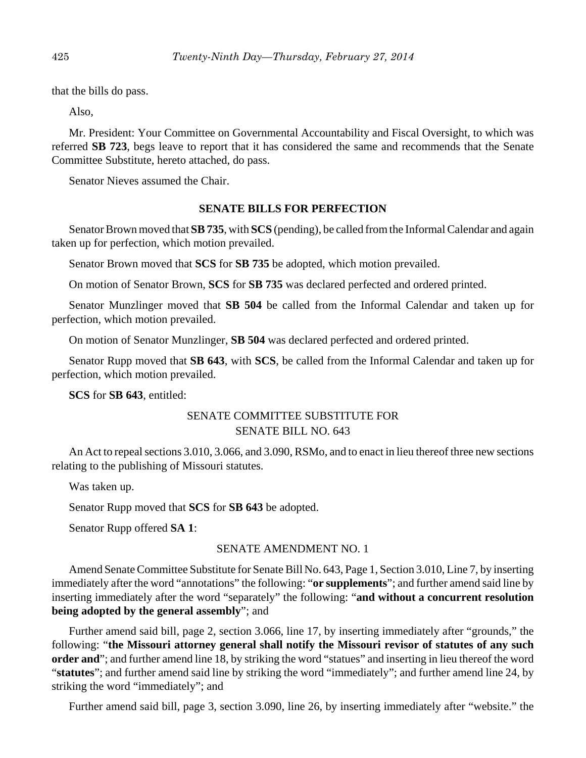that the bills do pass.

Also,

Mr. President: Your Committee on Governmental Accountability and Fiscal Oversight, to which was referred **SB 723**, begs leave to report that it has considered the same and recommends that the Senate Committee Substitute, hereto attached, do pass.

Senator Nieves assumed the Chair.

## SENATE BILLS FOR PERFECTION

Senator Brown moved that **SB 735**, with **SCS** (pending), be called from the Informal Calendar and again taken up for perfection, which motion prevailed.

Senator Brown moved that **SCS** for **SB 735** be adopted, which motion prevailed.

On motion of Senator Brown, **SCS** for **SB 735** was declared perfected and ordered printed.

Senator Munzlinger moved that **SB 504** be called from the Informal Calendar and taken up for perfection, which motion prevailed.

On motion of Senator Munzlinger, **SB 504** was declared perfected and ordered printed.

Senator Rupp moved that **SB 643**, with **SCS**, be called from the Informal Calendar and taken up for perfection, which motion prevailed.

**SCS** for **SB 643**, entitled:

SENATE COMMITTEE SUBSTITUTE FOR
SENATE BILL NO. 643

An Act to repeal sections 3.010, 3.066, and 3.090, RSMo, and to enact in lieu thereof three new sections relating to the publishing of Missouri statutes.

Was taken up.

Senator Rupp moved that **SCS** for **SB 643** be adopted.

Senator Rupp offered **SA 1**:

SENATE AMENDMENT NO. 1

Amend Senate Committee Substitute for Senate Bill No. 643, Page 1, Section 3.010, Line 7, by inserting immediately after the word "annotations" the following: "**or supplements**"; and further amend said line by inserting immediately after the word "separately" the following: "**and without a concurrent resolution being adopted by the general assembly**"; and

Further amend said bill, page 2, section 3.066, line 17, by inserting immediately after "grounds," the following: "**the Missouri attorney general shall notify the Missouri revisor of statutes of any such order and**"; and further amend line 18, by striking the word "statues" and inserting in lieu thereof the word "**statutes**"; and further amend said line by striking the word "immediately"; and further amend line 24, by striking the word "immediately"; and

Further amend said bill, page 3, section 3.090, line 26, by inserting immediately after "website." the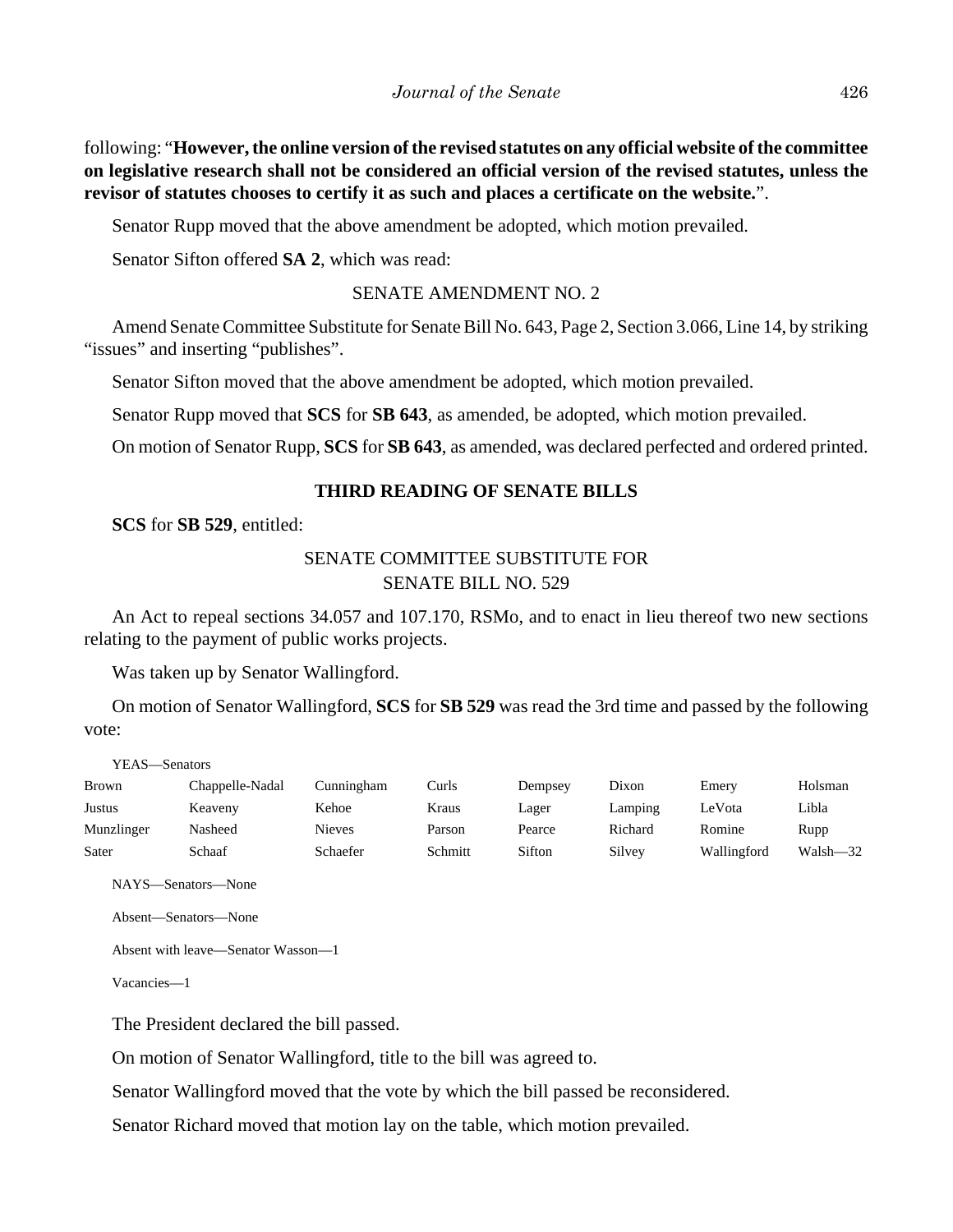following: "**However, the online version of the revised statutes on any official website of the committee on legislative research shall not be considered an official version of the revised statutes, unless the revisor of statutes chooses to certify it as such and places a certificate on the website.**".

Senator Rupp moved that the above amendment be adopted, which motion prevailed.

Senator Sifton offered **SA 2**, which was read:

SENATE AMENDMENT NO. 2

Amend Senate Committee Substitute for Senate Bill No. 643, Page 2, Section 3.066, Line 14, by striking "issues" and inserting "publishes".

Senator Sifton moved that the above amendment be adopted, which motion prevailed.

Senator Rupp moved that **SCS** for **SB 643**, as amended, be adopted, which motion prevailed.

On motion of Senator Rupp, **SCS** for **SB 643**, as amended, was declared perfected and ordered printed.

## THIRD READING OF SENATE BILLS

**SCS** for **SB 529**, entitled:

SENATE COMMITTEE SUBSTITUTE FOR
SENATE BILL NO. 529

An Act to repeal sections 34.057 and 107.170, RSMo, and to enact in lieu thereof two new sections relating to the payment of public works projects.

Was taken up by Senator Wallingford.

On motion of Senator Wallingford, **SCS** for **SB 529** was read the 3rd time and passed by the following vote:

YEAS—Senators

| | | | | | | | |
|---|---|---|---|---|---|---|---|
| Brown | Chappelle-Nadal | Cunningham | Curls | Dempsey | Dixon | Emery | Holsman |
| Justus | Keaveny | Kehoe | Kraus | Lager | Lamping | LeVota | Libla |
| Munzlinger | Nasheed | Nieves | Parson | Pearce | Richard | Romine | Rupp |
| Sater | Schaaf | Schaefer | Schmitt | Sifton | Silvey | Wallingford | Walsh—32 |

NAYS—Senators—None

Absent—Senators—None

Absent with leave—Senator Wasson—1

Vacancies—1

The President declared the bill passed.

On motion of Senator Wallingford, title to the bill was agreed to.

Senator Wallingford moved that the vote by which the bill passed be reconsidered.

Senator Richard moved that motion lay on the table, which motion prevailed.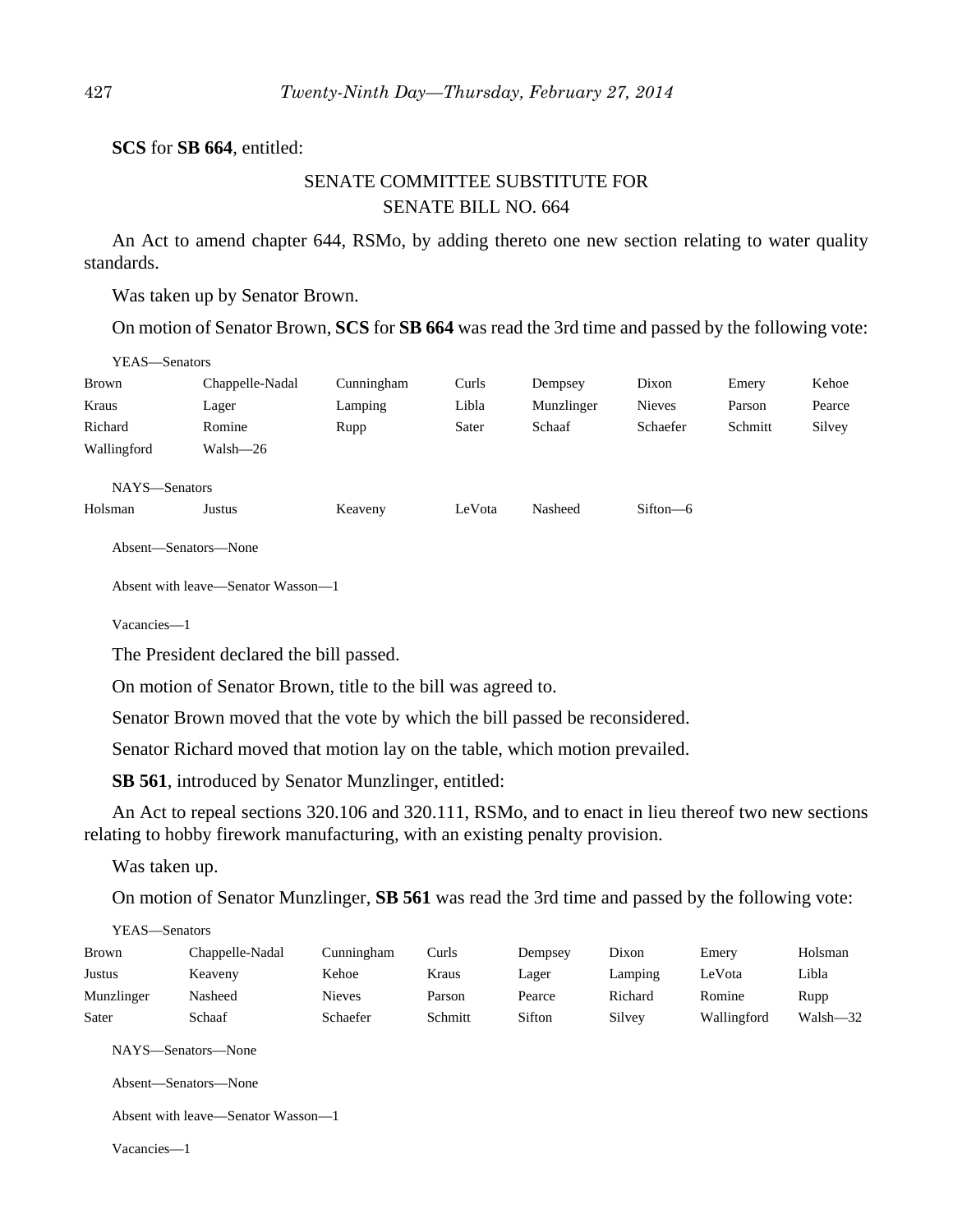**SCS** for **SB 664**, entitled:

SENATE COMMITTEE SUBSTITUTE FOR
SENATE BILL NO. 664

An Act to amend chapter 644, RSMo, by adding thereto one new section relating to water quality standards.

Was taken up by Senator Brown.

On motion of Senator Brown, **SCS** for **SB 664** was read the 3rd time and passed by the following vote:

YEAS—Senators

| | | | | | | | |
|---|---|---|---|---|---|---|---|
| Brown | Chappelle-Nadal | Cunningham | Curls | Dempsey | Dixon | Emery | Kehoe |
| Kraus | Lager | Lamping | Libla | Munzlinger | Nieves | Parson | Pearce |
| Richard | Romine | Rupp | Sater | Schaaf | Schaefer | Schmitt | Silvey |
| Wallingford | Walsh—26 | | | | | | |

NAYS—Senators

| | | | | | |
|---|---|---|---|---|---|
| Holsman | Justus | Keaveny | LeVota | Nasheed | Sifton—6 |

Absent—Senators—None

Absent with leave—Senator Wasson—1

Vacancies—1

The President declared the bill passed.

On motion of Senator Brown, title to the bill was agreed to.

Senator Brown moved that the vote by which the bill passed be reconsidered.

Senator Richard moved that motion lay on the table, which motion prevailed.

**SB 561**, introduced by Senator Munzlinger, entitled:

An Act to repeal sections 320.106 and 320.111, RSMo, and to enact in lieu thereof two new sections relating to hobby firework manufacturing, with an existing penalty provision.

Was taken up.

On motion of Senator Munzlinger, **SB 561** was read the 3rd time and passed by the following vote:

YEAS—Senators

| | | | | | | | |
|---|---|---|---|---|---|---|---|
| Brown | Chappelle-Nadal | Cunningham | Curls | Dempsey | Dixon | Emery | Holsman |
| Justus | Keaveny | Kehoe | Kraus | Lager | Lamping | LeVota | Libla |
| Munzlinger | Nasheed | Nieves | Parson | Pearce | Richard | Romine | Rupp |
| Sater | Schaaf | Schaefer | Schmitt | Sifton | Silvey | Wallingford | Walsh—32 |

NAYS—Senators—None

Absent—Senators—None

Absent with leave—Senator Wasson—1

Vacancies—1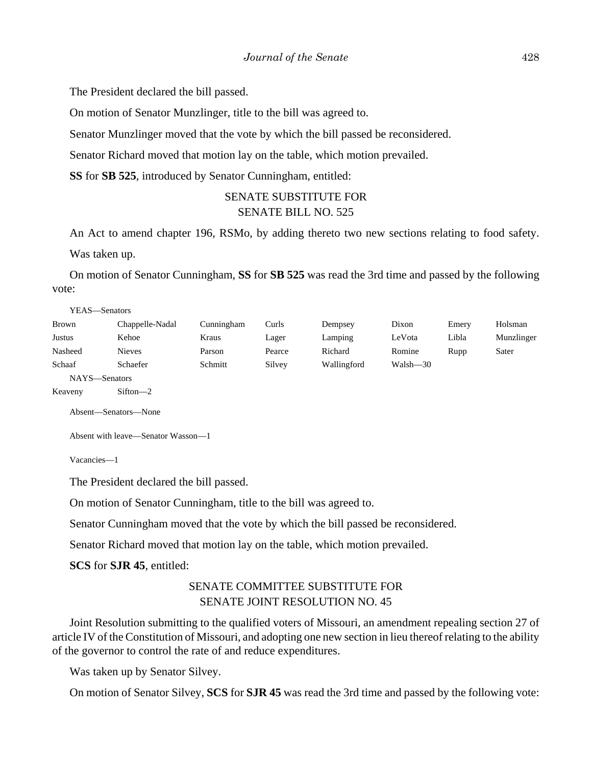The President declared the bill passed.

On motion of Senator Munzlinger, title to the bill was agreed to.

Senator Munzlinger moved that the vote by which the bill passed be reconsidered.

Senator Richard moved that motion lay on the table, which motion prevailed.

**SS** for **SB 525**, introduced by Senator Cunningham, entitled:

SENATE SUBSTITUTE FOR
SENATE BILL NO. 525

An Act to amend chapter 196, RSMo, by adding thereto two new sections relating to food safety.

Was taken up.

On motion of Senator Cunningham, **SS** for **SB 525** was read the 3rd time and passed by the following vote:

YEAS—Senators

| | | | | | | | |
|---|---|---|---|---|---|---|---|
| Brown | Chappelle-Nadal | Cunningham | Curls | Dempsey | Dixon | Emery | Holsman |
| Justus | Kehoe | Kraus | Lager | Lamping | LeVota | Libla | Munzlinger |
| Nasheed | Nieves | Parson | Pearce | Richard | Romine | Rupp | Sater |
| Schaaf | Schaefer | Schmitt | Silvey | Wallingford | Walsh—30 | | |

NAYS—Senators

Keaveny Sifton—2

Absent—Senators—None

Absent with leave—Senator Wasson—1

Vacancies—1

The President declared the bill passed.

On motion of Senator Cunningham, title to the bill was agreed to.

Senator Cunningham moved that the vote by which the bill passed be reconsidered.

Senator Richard moved that motion lay on the table, which motion prevailed.

**SCS** for **SJR 45**, entitled:

SENATE COMMITTEE SUBSTITUTE FOR
SENATE JOINT RESOLUTION NO. 45

Joint Resolution submitting to the qualified voters of Missouri, an amendment repealing section 27 of article IV of the Constitution of Missouri, and adopting one new section in lieu thereof relating to the ability of the governor to control the rate of and reduce expenditures.

Was taken up by Senator Silvey.

On motion of Senator Silvey, **SCS** for **SJR 45** was read the 3rd time and passed by the following vote: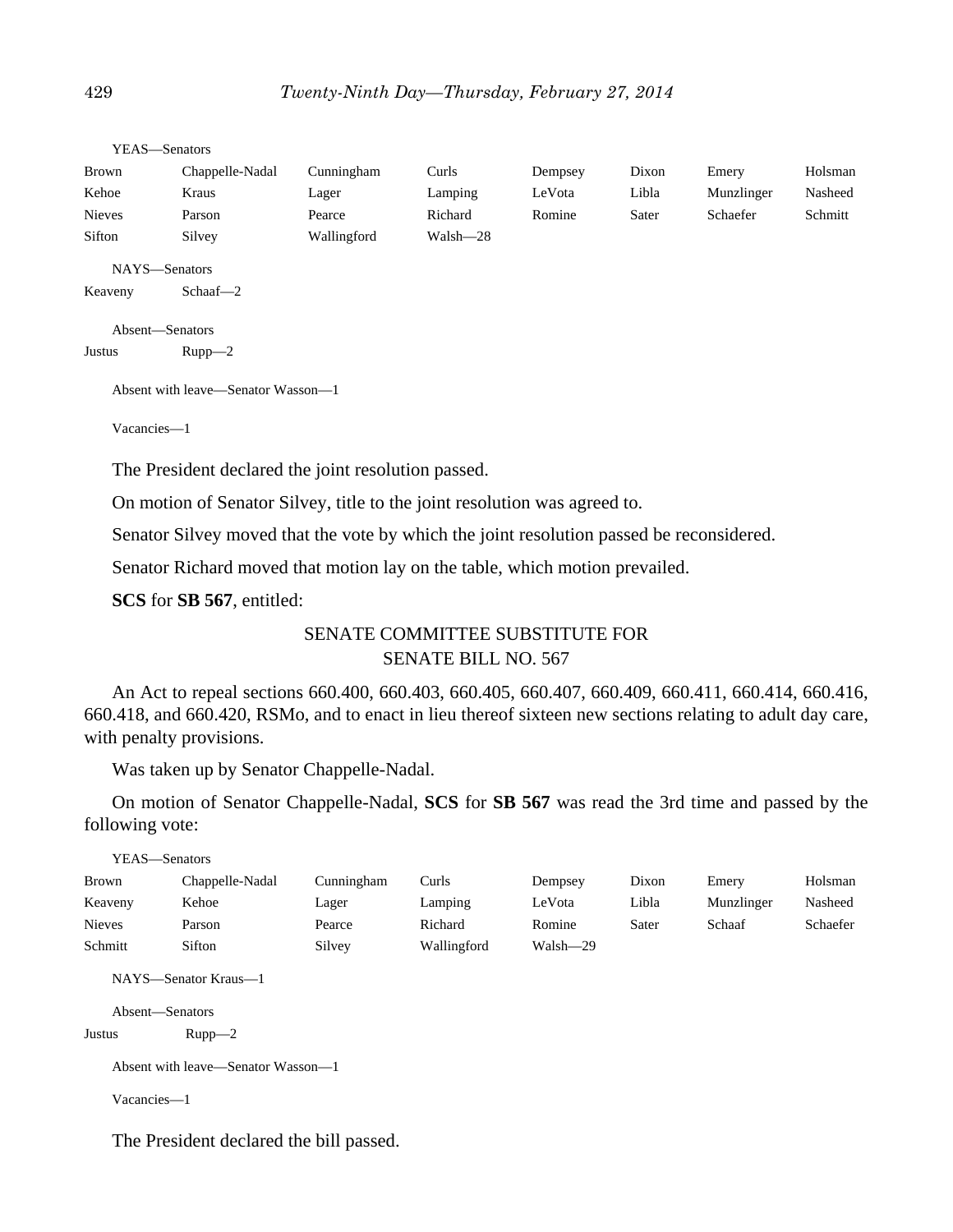YEAS—Senators

| | | | | | | | |
|---|---|---|---|---|---|---|---|
| Brown | Chappelle-Nadal | Cunningham | Curls | Dempsey | Dixon | Emery | Holsman |
| Kehoe | Kraus | Lager | Lamping | LeVota | Libla | Munzlinger | Nasheed |
| Nieves | Parson | Pearce | Richard | Romine | Sater | Schaefer | Schmitt |
| Sifton | Silvey | Wallingford | Walsh—28 | | | | |

NAYS—Senators

Keaveny Schaaf—2

Absent—Senators

Justus Rupp—2

Absent with leave—Senator Wasson—1

Vacancies—1

The President declared the joint resolution passed.

On motion of Senator Silvey, title to the joint resolution was agreed to.

Senator Silvey moved that the vote by which the joint resolution passed be reconsidered.

Senator Richard moved that motion lay on the table, which motion prevailed.

**SCS** for **SB 567**, entitled:

SENATE COMMITTEE SUBSTITUTE FOR
SENATE BILL NO. 567

An Act to repeal sections 660.400, 660.403, 660.405, 660.407, 660.409, 660.411, 660.414, 660.416, 660.418, and 660.420, RSMo, and to enact in lieu thereof sixteen new sections relating to adult day care, with penalty provisions.

Was taken up by Senator Chappelle-Nadal.

On motion of Senator Chappelle-Nadal, **SCS** for **SB 567** was read the 3rd time and passed by the following vote:

YEAS—Senators

| | | | | | | | |
|---|---|---|---|---|---|---|---|
| Brown | Chappelle-Nadal | Cunningham | Curls | Dempsey | Dixon | Emery | Holsman |
| Keaveny | Kehoe | Lager | Lamping | LeVota | Libla | Munzlinger | Nasheed |
| Nieves | Parson | Pearce | Richard | Romine | Sater | Schaaf | Schaefer |
| Schmitt | Sifton | Silvey | Wallingford | Walsh—29 | | | |

NAYS—Senator Kraus—1

Absent—Senators

Justus Rupp—2

Absent with leave—Senator Wasson—1

Vacancies—1

The President declared the bill passed.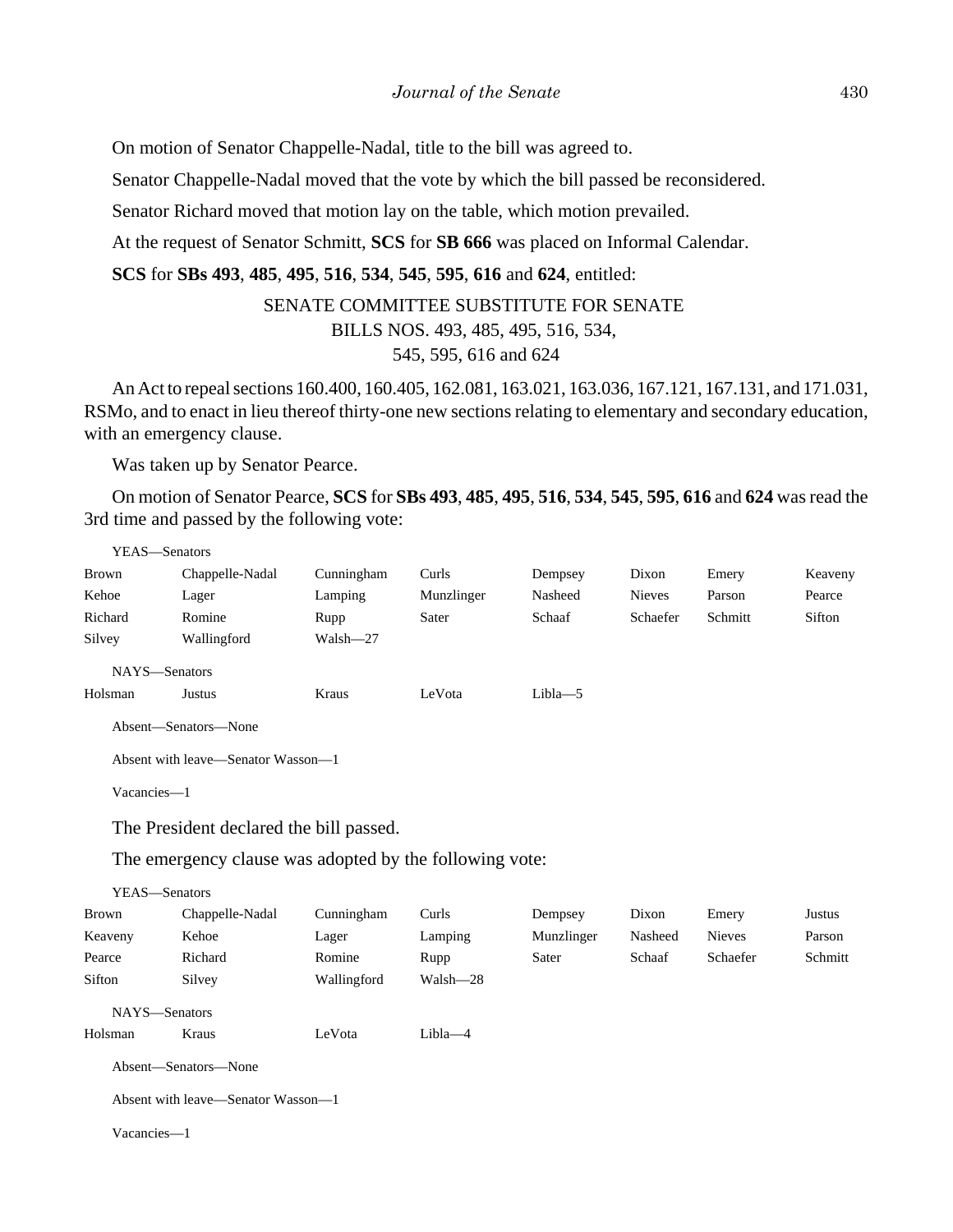On motion of Senator Chappelle-Nadal, title to the bill was agreed to.

Senator Chappelle-Nadal moved that the vote by which the bill passed be reconsidered.

Senator Richard moved that motion lay on the table, which motion prevailed.

At the request of Senator Schmitt, **SCS** for **SB 666** was placed on Informal Calendar.

**SCS** for **SBs 493**, **485**, **495**, **516**, **534**, **545**, **595**, **616** and **624**, entitled:

SENATE COMMITTEE SUBSTITUTE FOR SENATE BILLS NOS. 493, 485, 495, 516, 534, 545, 595, 616 and 624

An Act to repeal sections 160.400, 160.405, 162.081, 163.021, 163.036, 167.121, 167.131, and 171.031, RSMo, and to enact in lieu thereof thirty-one new sections relating to elementary and secondary education, with an emergency clause.

Was taken up by Senator Pearce.

On motion of Senator Pearce, **SCS** for **SBs 493**, **485**, **495**, **516**, **534**, **545**, **595**, **616** and **624** was read the 3rd time and passed by the following vote:

YEAS—Senators

| | | | | | | | |
|---|---|---|---|---|---|---|---|
| Brown | Chappelle-Nadal | Cunningham | Curls | Dempsey | Dixon | Emery | Keaveny |
| Kehoe | Lager | Lamping | Munzlinger | Nasheed | Nieves | Parson | Pearce |
| Richard | Romine | Rupp | Sater | Schaaf | Schaefer | Schmitt | Sifton |
| Silvey | Wallingford | Walsh—27 | | | | | |

NAYS—Senators

| | | | | |
|---|---|---|---|---|
| Holsman | Justus | Kraus | LeVota | Libla—5 |

Absent—Senators—None

Absent with leave—Senator Wasson—1

Vacancies—1

The President declared the bill passed.

The emergency clause was adopted by the following vote:

YEAS—Senators

| | | | | | | | |
|---|---|---|---|---|---|---|---|
| Brown | Chappelle-Nadal | Cunningham | Curls | Dempsey | Dixon | Emery | Justus |
| Keaveny | Kehoe | Lager | Lamping | Munzlinger | Nasheed | Nieves | Parson |
| Pearce | Richard | Romine | Rupp | Sater | Schaaf | Schaefer | Schmitt |
| Sifton | Silvey | Wallingford | Walsh—28 | | | | |

NAYS—Senators

| | | | |
|---|---|---|---|
| Holsman | Kraus | LeVota | Libla—4 |

Absent—Senators—None

Absent with leave—Senator Wasson—1

Vacancies—1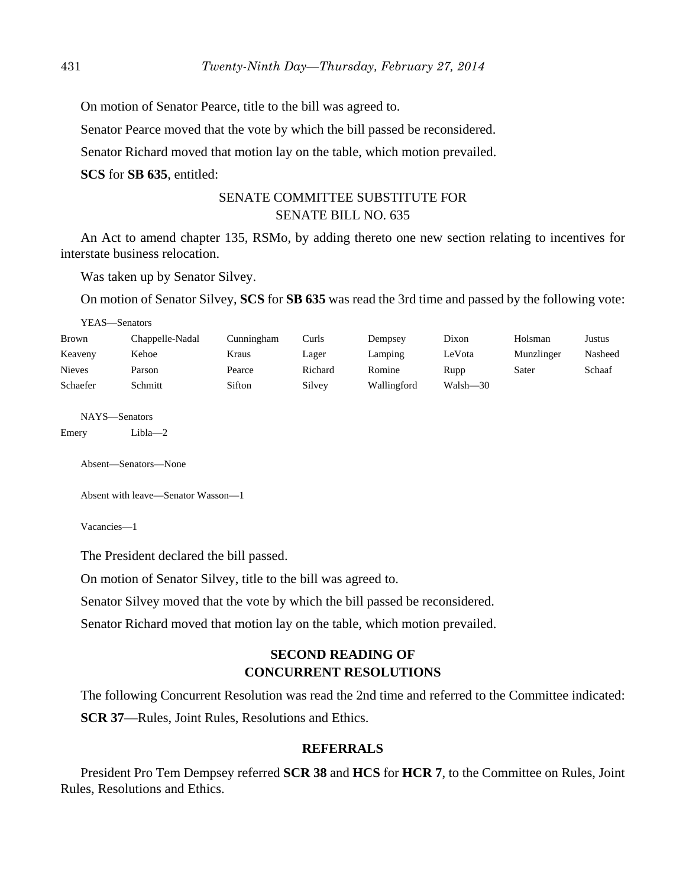On motion of Senator Pearce, title to the bill was agreed to.

Senator Pearce moved that the vote by which the bill passed be reconsidered.

Senator Richard moved that motion lay on the table, which motion prevailed.

**SCS** for **SB 635**, entitled:

SENATE COMMITTEE SUBSTITUTE FOR
SENATE BILL NO. 635

An Act to amend chapter 135, RSMo, by adding thereto one new section relating to incentives for interstate business relocation.

Was taken up by Senator Silvey.

On motion of Senator Silvey, **SCS** for **SB 635** was read the 3rd time and passed by the following vote:

YEAS—Senators

| | | | | | | | |
|---|---|---|---|---|---|---|---|
| Brown | Chappelle-Nadal | Cunningham | Curls | Dempsey | Dixon | Holsman | Justus |
| Keaveny | Kehoe | Kraus | Lager | Lamping | LeVota | Munzlinger | Nasheed |
| Nieves | Parson | Pearce | Richard | Romine | Rupp | Sater | Schaaf |
| Schaefer | Schmitt | Sifton | Silvey | Wallingford | Walsh—30 | | |

NAYS—Senators

Emery Libla—2

Absent—Senators—None

Absent with leave—Senator Wasson—1

Vacancies—1

The President declared the bill passed.

On motion of Senator Silvey, title to the bill was agreed to.

Senator Silvey moved that the vote by which the bill passed be reconsidered.

Senator Richard moved that motion lay on the table, which motion prevailed.

## SECOND READING OF CONCURRENT RESOLUTIONS

The following Concurrent Resolution was read the 2nd time and referred to the Committee indicated:

**SCR 37**—Rules, Joint Rules, Resolutions and Ethics.

## REFERRALS

President Pro Tem Dempsey referred **SCR 38** and **HCS** for **HCR 7**, to the Committee on Rules, Joint Rules, Resolutions and Ethics.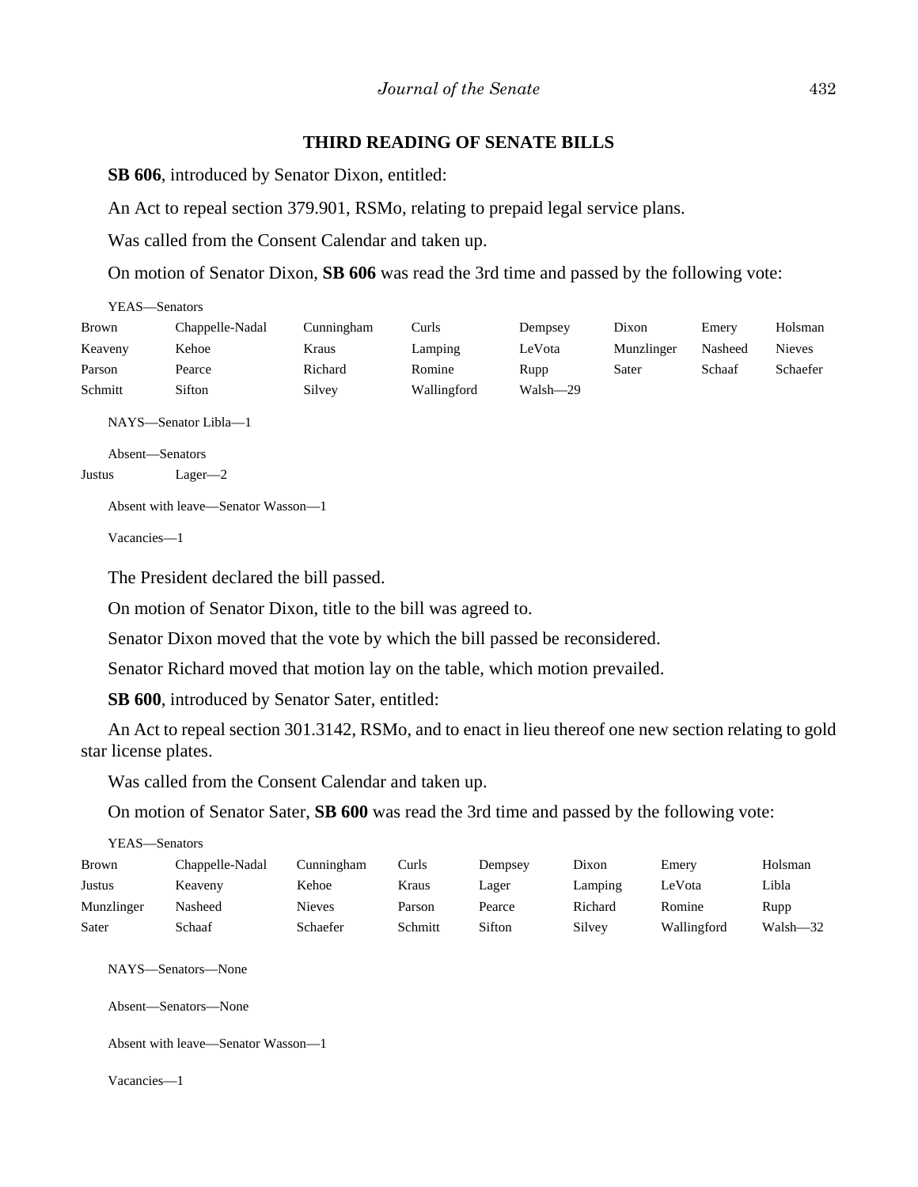## THIRD READING OF SENATE BILLS

**SB 606**, introduced by Senator Dixon, entitled:

An Act to repeal section 379.901, RSMo, relating to prepaid legal service plans.

Was called from the Consent Calendar and taken up.

On motion of Senator Dixon, **SB 606** was read the 3rd time and passed by the following vote:

YEAS—Senators

| | | | | | | | |
|---|---|---|---|---|---|---|---|
| Brown | Chappelle-Nadal | Cunningham | Curls | Dempsey | Dixon | Emery | Holsman |
| Keaveny | Kehoe | Kraus | Lamping | LeVota | Munzlinger | Nasheed | Nieves |
| Parson | Pearce | Richard | Romine | Rupp | Sater | Schaaf | Schaefer |
| Schmitt | Sifton | Silvey | Wallingford | Walsh—29 | | | |

NAYS—Senator Libla—1

Absent—Senators

Justus Lager—2

Absent with leave—Senator Wasson—1

Vacancies—1

The President declared the bill passed.

On motion of Senator Dixon, title to the bill was agreed to.

Senator Dixon moved that the vote by which the bill passed be reconsidered.

Senator Richard moved that motion lay on the table, which motion prevailed.

**SB 600**, introduced by Senator Sater, entitled:

An Act to repeal section 301.3142, RSMo, and to enact in lieu thereof one new section relating to gold star license plates.

Was called from the Consent Calendar and taken up.

On motion of Senator Sater, **SB 600** was read the 3rd time and passed by the following vote:

YEAS—Senators

| | | | | | | | |
|---|---|---|---|---|---|---|---|
| Brown | Chappelle-Nadal | Cunningham | Curls | Dempsey | Dixon | Emery | Holsman |
| Justus | Keaveny | Kehoe | Kraus | Lager | Lamping | LeVota | Libla |
| Munzlinger | Nasheed | Nieves | Parson | Pearce | Richard | Romine | Rupp |
| Sater | Schaaf | Schaefer | Schmitt | Sifton | Silvey | Wallingford | Walsh—32 |

NAYS—Senators—None

Absent—Senators—None

Absent with leave—Senator Wasson—1

Vacancies—1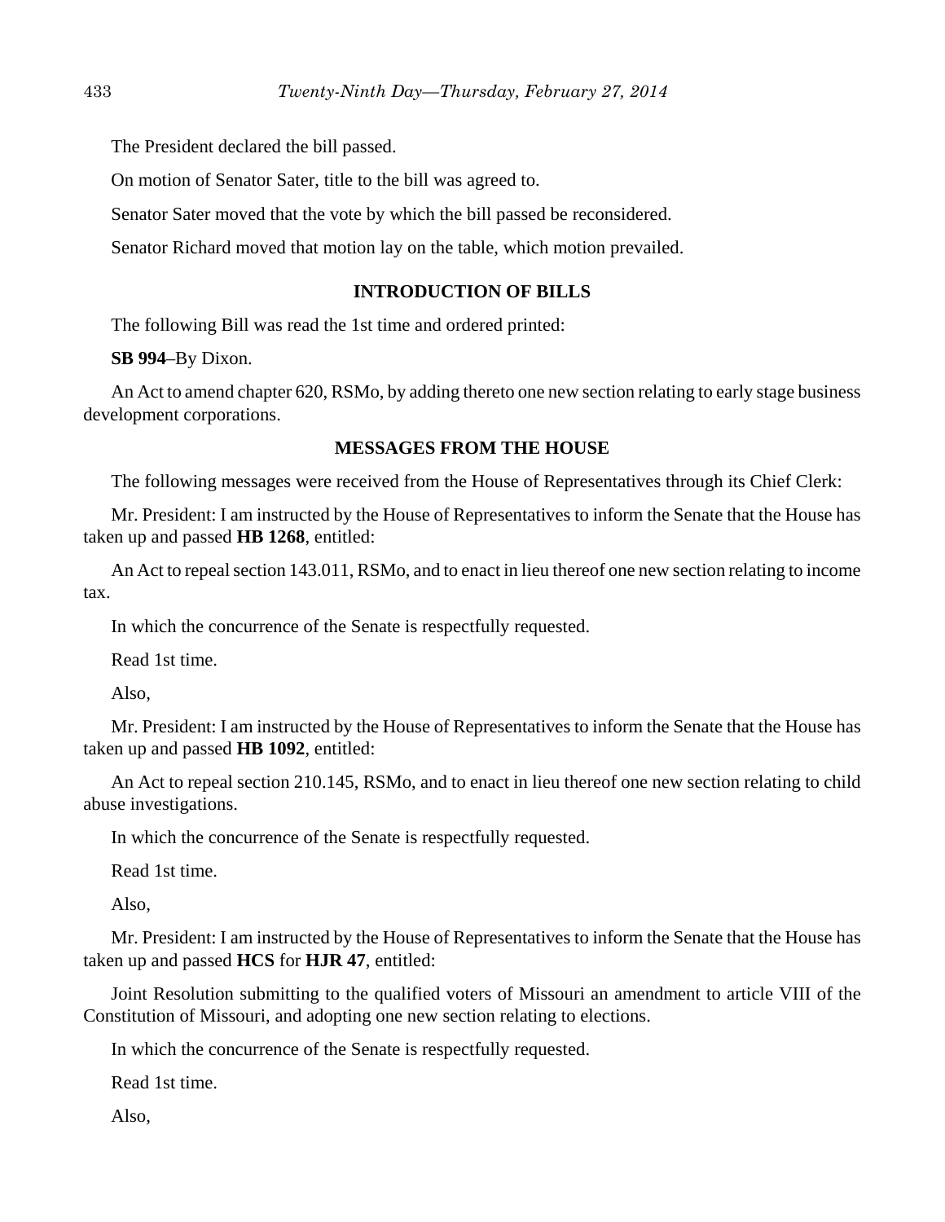The President declared the bill passed.

On motion of Senator Sater, title to the bill was agreed to.

Senator Sater moved that the vote by which the bill passed be reconsidered.

Senator Richard moved that motion lay on the table, which motion prevailed.

## INTRODUCTION OF BILLS

The following Bill was read the 1st time and ordered printed:

**SB 994**–By Dixon.

An Act to amend chapter 620, RSMo, by adding thereto one new section relating to early stage business development corporations.

## MESSAGES FROM THE HOUSE

The following messages were received from the House of Representatives through its Chief Clerk:

Mr. President: I am instructed by the House of Representatives to inform the Senate that the House has taken up and passed **HB 1268**, entitled:

An Act to repeal section 143.011, RSMo, and to enact in lieu thereof one new section relating to income tax.

In which the concurrence of the Senate is respectfully requested.

Read 1st time.

Also,

Mr. President: I am instructed by the House of Representatives to inform the Senate that the House has taken up and passed **HB 1092**, entitled:

An Act to repeal section 210.145, RSMo, and to enact in lieu thereof one new section relating to child abuse investigations.

In which the concurrence of the Senate is respectfully requested.

Read 1st time.

Also,

Mr. President: I am instructed by the House of Representatives to inform the Senate that the House has taken up and passed **HCS** for **HJR 47**, entitled:

Joint Resolution submitting to the qualified voters of Missouri an amendment to article VIII of the Constitution of Missouri, and adopting one new section relating to elections.

In which the concurrence of the Senate is respectfully requested.

Read 1st time.

Also,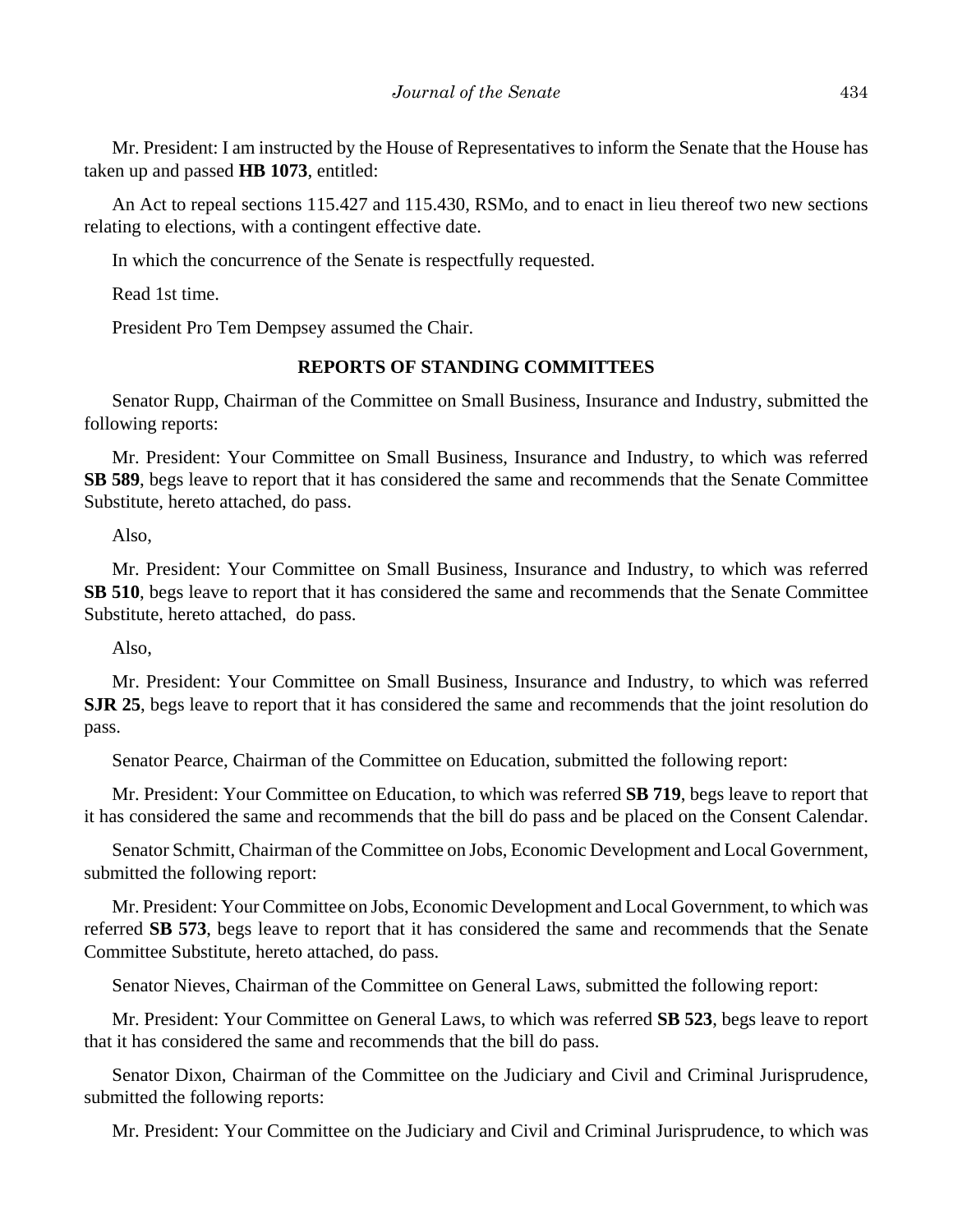Mr. President: I am instructed by the House of Representatives to inform the Senate that the House has taken up and passed **HB 1073**, entitled:

An Act to repeal sections 115.427 and 115.430, RSMo, and to enact in lieu thereof two new sections relating to elections, with a contingent effective date.

In which the concurrence of the Senate is respectfully requested.

Read 1st time.

President Pro Tem Dempsey assumed the Chair.

## REPORTS OF STANDING COMMITTEES

Senator Rupp, Chairman of the Committee on Small Business, Insurance and Industry, submitted the following reports:

Mr. President: Your Committee on Small Business, Insurance and Industry, to which was referred **SB 589**, begs leave to report that it has considered the same and recommends that the Senate Committee Substitute, hereto attached, do pass.

Also,

Mr. President: Your Committee on Small Business, Insurance and Industry, to which was referred **SB 510**, begs leave to report that it has considered the same and recommends that the Senate Committee Substitute, hereto attached, do pass.

Also,

Mr. President: Your Committee on Small Business, Insurance and Industry, to which was referred **SJR 25**, begs leave to report that it has considered the same and recommends that the joint resolution do pass.

Senator Pearce, Chairman of the Committee on Education, submitted the following report:

Mr. President: Your Committee on Education, to which was referred **SB 719**, begs leave to report that it has considered the same and recommends that the bill do pass and be placed on the Consent Calendar.

Senator Schmitt, Chairman of the Committee on Jobs, Economic Development and Local Government, submitted the following report:

Mr. President: Your Committee on Jobs, Economic Development and Local Government, to which was referred **SB 573**, begs leave to report that it has considered the same and recommends that the Senate Committee Substitute, hereto attached, do pass.

Senator Nieves, Chairman of the Committee on General Laws, submitted the following report:

Mr. President: Your Committee on General Laws, to which was referred **SB 523**, begs leave to report that it has considered the same and recommends that the bill do pass.

Senator Dixon, Chairman of the Committee on the Judiciary and Civil and Criminal Jurisprudence, submitted the following reports:

Mr. President: Your Committee on the Judiciary and Civil and Criminal Jurisprudence, to which was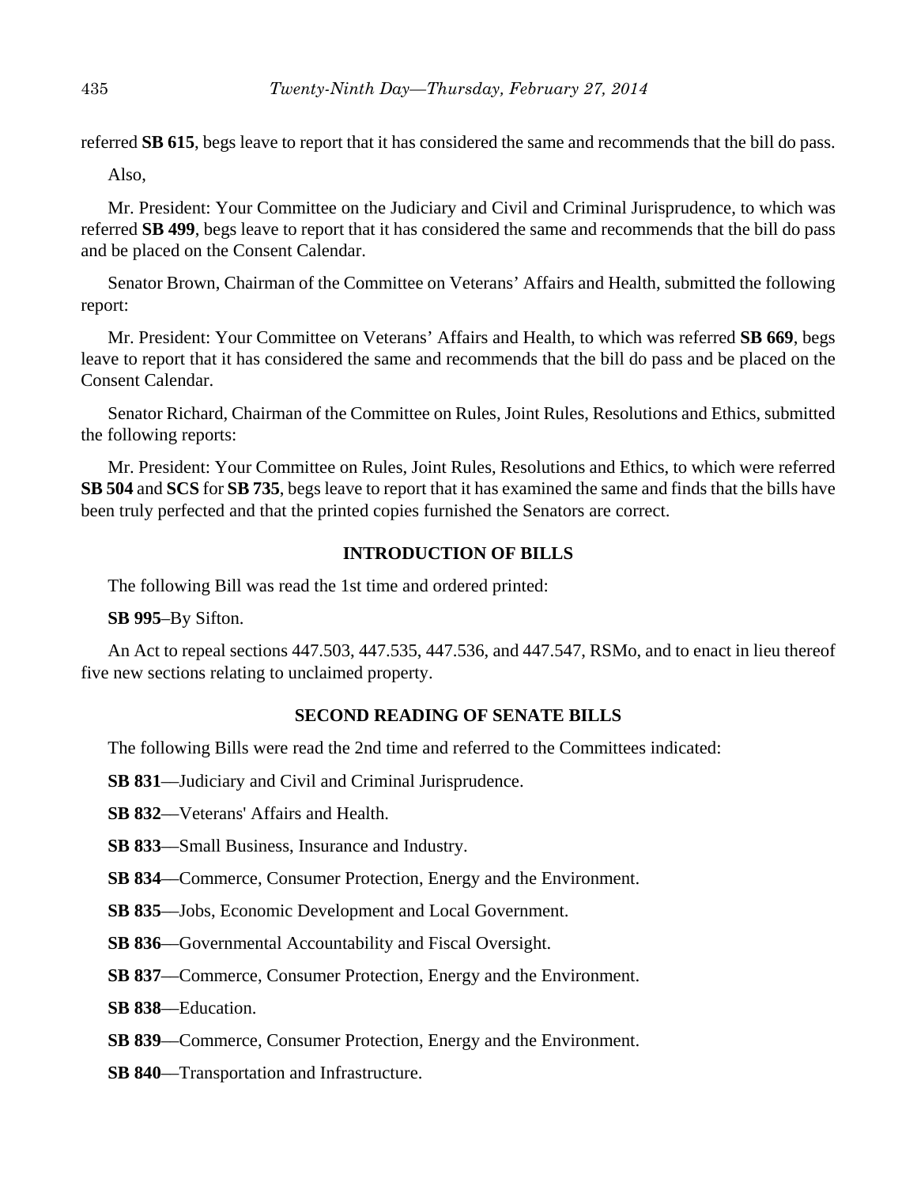referred **SB 615**, begs leave to report that it has considered the same and recommends that the bill do pass.

Also,

Mr. President: Your Committee on the Judiciary and Civil and Criminal Jurisprudence, to which was referred **SB 499**, begs leave to report that it has considered the same and recommends that the bill do pass and be placed on the Consent Calendar.

Senator Brown, Chairman of the Committee on Veterans' Affairs and Health, submitted the following report:

Mr. President: Your Committee on Veterans' Affairs and Health, to which was referred **SB 669**, begs leave to report that it has considered the same and recommends that the bill do pass and be placed on the Consent Calendar.

Senator Richard, Chairman of the Committee on Rules, Joint Rules, Resolutions and Ethics, submitted the following reports:

Mr. President: Your Committee on Rules, Joint Rules, Resolutions and Ethics, to which were referred **SB 504** and **SCS** for **SB 735**, begs leave to report that it has examined the same and finds that the bills have been truly perfected and that the printed copies furnished the Senators are correct.

## INTRODUCTION OF BILLS

The following Bill was read the 1st time and ordered printed:

**SB 995**–By Sifton.

An Act to repeal sections 447.503, 447.535, 447.536, and 447.547, RSMo, and to enact in lieu thereof five new sections relating to unclaimed property.

## SECOND READING OF SENATE BILLS

The following Bills were read the 2nd time and referred to the Committees indicated:

**SB 831**—Judiciary and Civil and Criminal Jurisprudence.

**SB 832**—Veterans' Affairs and Health.

**SB 833**—Small Business, Insurance and Industry.

**SB 834**—Commerce, Consumer Protection, Energy and the Environment.

**SB 835**—Jobs, Economic Development and Local Government.

**SB 836**—Governmental Accountability and Fiscal Oversight.

**SB 837**—Commerce, Consumer Protection, Energy and the Environment.

**SB 838**—Education.

**SB 839**—Commerce, Consumer Protection, Energy and the Environment.

**SB 840**—Transportation and Infrastructure.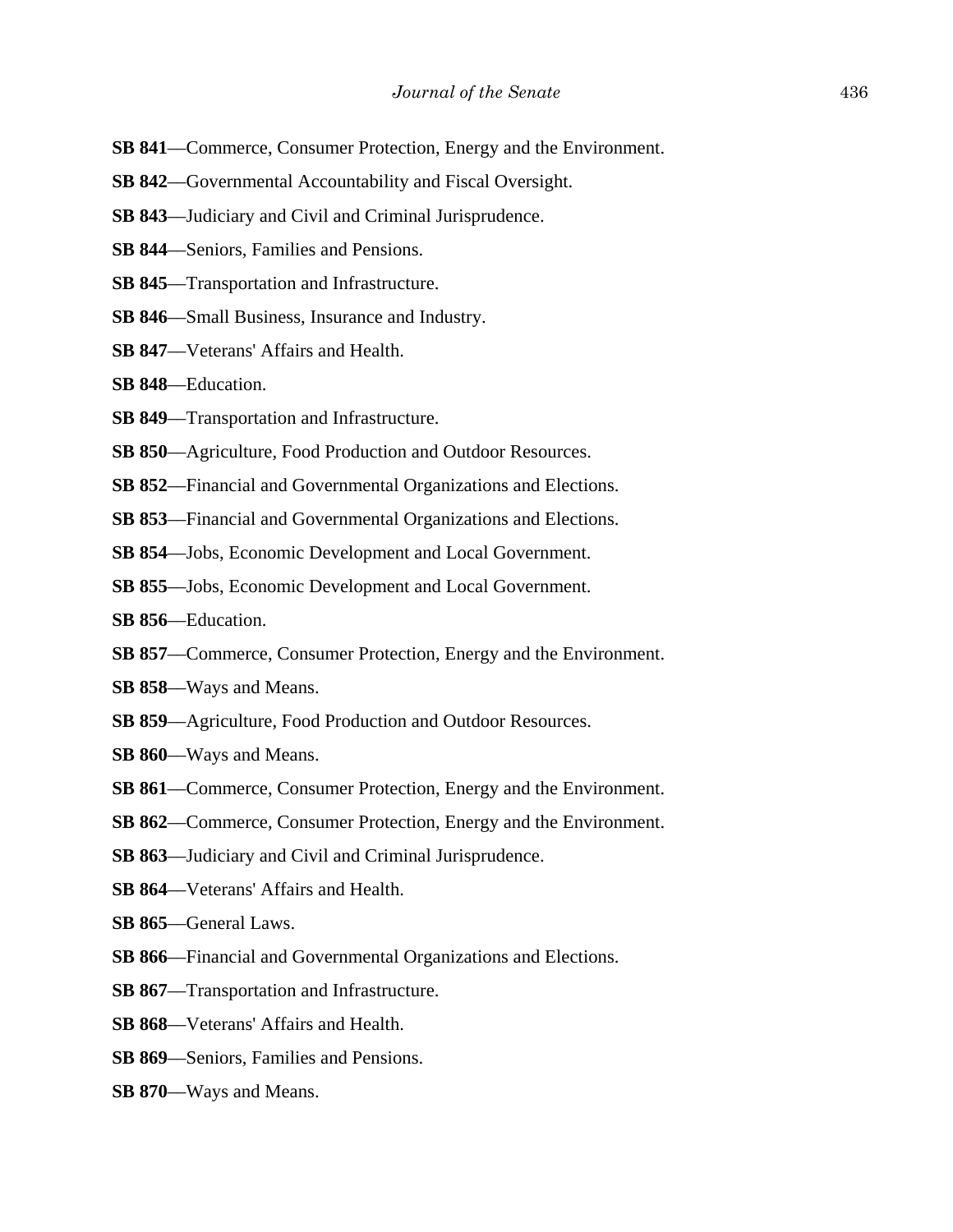**SB 841**—Commerce, Consumer Protection, Energy and the Environment.

**SB 842**—Governmental Accountability and Fiscal Oversight.

**SB 843**—Judiciary and Civil and Criminal Jurisprudence.

**SB 844**—Seniors, Families and Pensions.

**SB 845**—Transportation and Infrastructure.

**SB 846**—Small Business, Insurance and Industry.

**SB 847**—Veterans' Affairs and Health.

**SB 848**—Education.

**SB 849**—Transportation and Infrastructure.

**SB 850**—Agriculture, Food Production and Outdoor Resources.

**SB 852**—Financial and Governmental Organizations and Elections.

**SB 853**—Financial and Governmental Organizations and Elections.

**SB 854**—Jobs, Economic Development and Local Government.

**SB 855**—Jobs, Economic Development and Local Government.

**SB 856**—Education.

**SB 857**—Commerce, Consumer Protection, Energy and the Environment.

**SB 858**—Ways and Means.

**SB 859**—Agriculture, Food Production and Outdoor Resources.

**SB 860**—Ways and Means.

**SB 861**—Commerce, Consumer Protection, Energy and the Environment.

**SB 862**—Commerce, Consumer Protection, Energy and the Environment.

**SB 863**—Judiciary and Civil and Criminal Jurisprudence.

**SB 864**—Veterans' Affairs and Health.

**SB 865**—General Laws.

**SB 866**—Financial and Governmental Organizations and Elections.

**SB 867**—Transportation and Infrastructure.

**SB 868**—Veterans' Affairs and Health.

**SB 869**—Seniors, Families and Pensions.

**SB 870**—Ways and Means.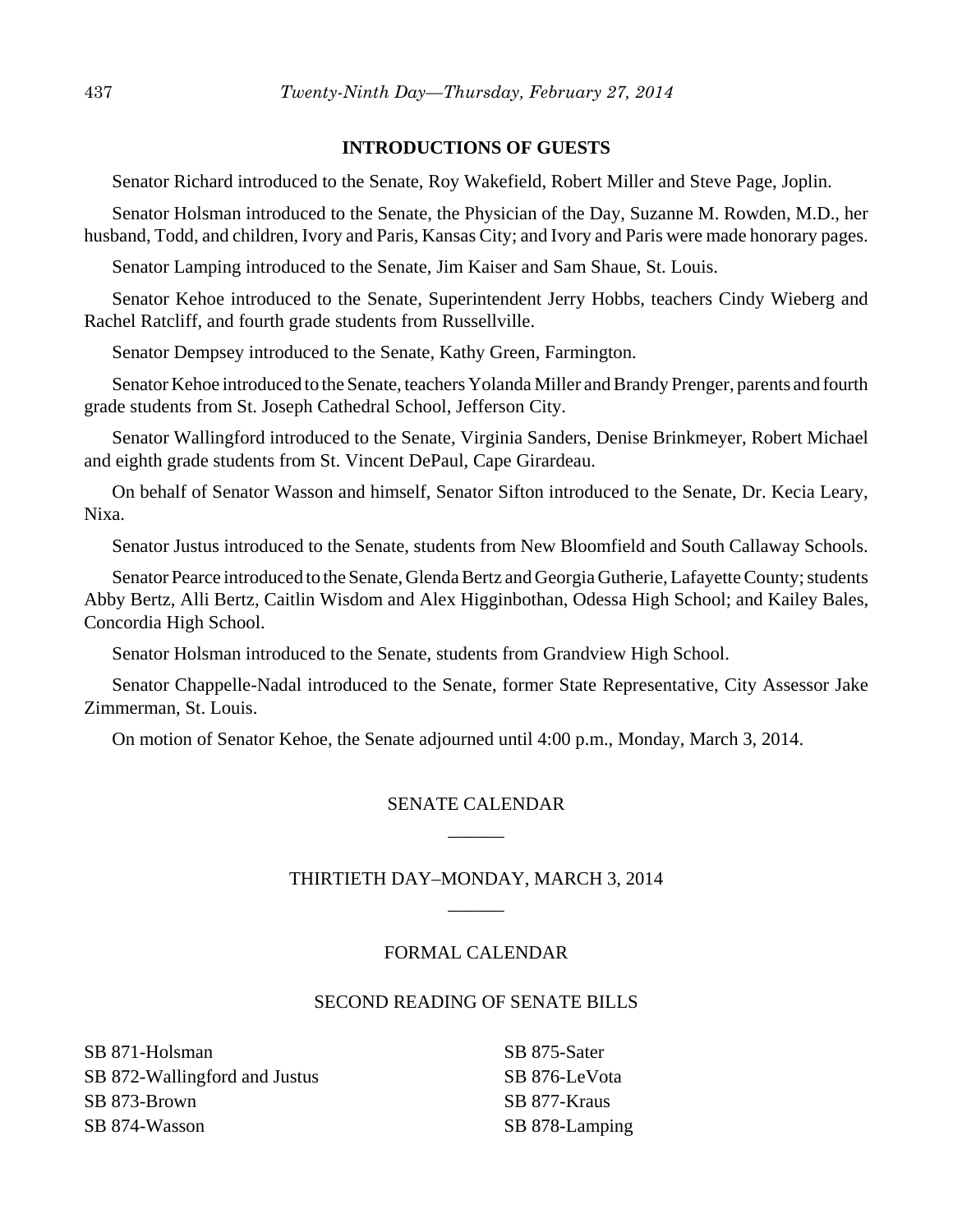**INTRODUCTIONS OF GUESTS**

Senator Richard introduced to the Senate, Roy Wakefield, Robert Miller and Steve Page, Joplin.

Senator Holsman introduced to the Senate, the Physician of the Day, Suzanne M. Rowden, M.D., her husband, Todd, and children, Ivory and Paris, Kansas City; and Ivory and Paris were made honorary pages.

Senator Lamping introduced to the Senate, Jim Kaiser and Sam Shaue, St. Louis.

Senator Kehoe introduced to the Senate, Superintendent Jerry Hobbs, teachers Cindy Wieberg and Rachel Ratcliff, and fourth grade students from Russellville.

Senator Dempsey introduced to the Senate, Kathy Green, Farmington.

Senator Kehoe introduced to the Senate, teachers Yolanda Miller and Brandy Prenger, parents and fourth grade students from St. Joseph Cathedral School, Jefferson City.

Senator Wallingford introduced to the Senate, Virginia Sanders, Denise Brinkmeyer, Robert Michael and eighth grade students from St. Vincent DePaul, Cape Girardeau.

On behalf of Senator Wasson and himself, Senator Sifton introduced to the Senate, Dr. Kecia Leary, Nixa.

Senator Justus introduced to the Senate, students from New Bloomfield and South Callaway Schools.

Senator Pearce introduced to the Senate, Glenda Bertz and Georgia Gutherie, Lafayette County; students Abby Bertz, Alli Bertz, Caitlin Wisdom and Alex Higginbothan, Odessa High School; and Kailey Bales, Concordia High School.

Senator Holsman introduced to the Senate, students from Grandview High School.

Senator Chappelle-Nadal introduced to the Senate, former State Representative, City Assessor Jake Zimmerman, St. Louis.

On motion of Senator Kehoe, the Senate adjourned until 4:00 p.m., Monday, March 3, 2014.

SENATE CALENDAR

______

THIRTIETH DAY–MONDAY, MARCH 3, 2014

______

FORMAL CALENDAR

SECOND READING OF SENATE BILLS

SB 871-Holsman
SB 872-Wallingford and Justus
SB 873-Brown
SB 874-Wasson
SB 875-Sater
SB 876-LeVota
SB 877-Kraus
SB 878-Lamping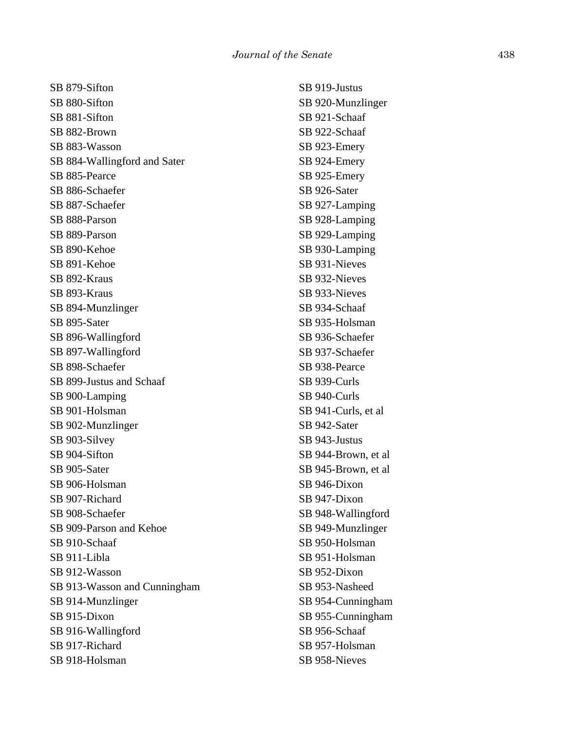SB 879-Sifton
SB 880-Sifton
SB 881-Sifton
SB 882-Brown
SB 883-Wasson
SB 884-Wallingford and Sater
SB 885-Pearce
SB 886-Schaefer
SB 887-Schaefer
SB 888-Parson
SB 889-Parson
SB 890-Kehoe
SB 891-Kehoe
SB 892-Kraus
SB 893-Kraus
SB 894-Munzlinger
SB 895-Sater
SB 896-Wallingford
SB 897-Wallingford
SB 898-Schaefer
SB 899-Justus and Schaaf
SB 900-Lamping
SB 901-Holsman
SB 902-Munzlinger
SB 903-Silvey
SB 904-Sifton
SB 905-Sater
SB 906-Holsman
SB 907-Richard
SB 908-Schaefer
SB 909-Parson and Kehoe
SB 910-Schaaf
SB 911-Libla
SB 912-Wasson
SB 913-Wasson and Cunningham
SB 914-Munzlinger
SB 915-Dixon
SB 916-Wallingford
SB 917-Richard
SB 918-Holsman
SB 919-Justus
SB 920-Munzlinger
SB 921-Schaaf
SB 922-Schaaf
SB 923-Emery
SB 924-Emery
SB 925-Emery
SB 926-Sater
SB 927-Lamping
SB 928-Lamping
SB 929-Lamping
SB 930-Lamping
SB 931-Nieves
SB 932-Nieves
SB 933-Nieves
SB 934-Schaaf
SB 935-Holsman
SB 936-Schaefer
SB 937-Schaefer
SB 938-Pearce
SB 939-Curls
SB 940-Curls
SB 941-Curls, et al
SB 942-Sater
SB 943-Justus
SB 944-Brown, et al
SB 945-Brown, et al
SB 946-Dixon
SB 947-Dixon
SB 948-Wallingford
SB 949-Munzlinger
SB 950-Holsman
SB 951-Holsman
SB 952-Dixon
SB 953-Nasheed
SB 954-Cunningham
SB 955-Cunningham
SB 956-Schaaf
SB 957-Holsman
SB 958-Nieves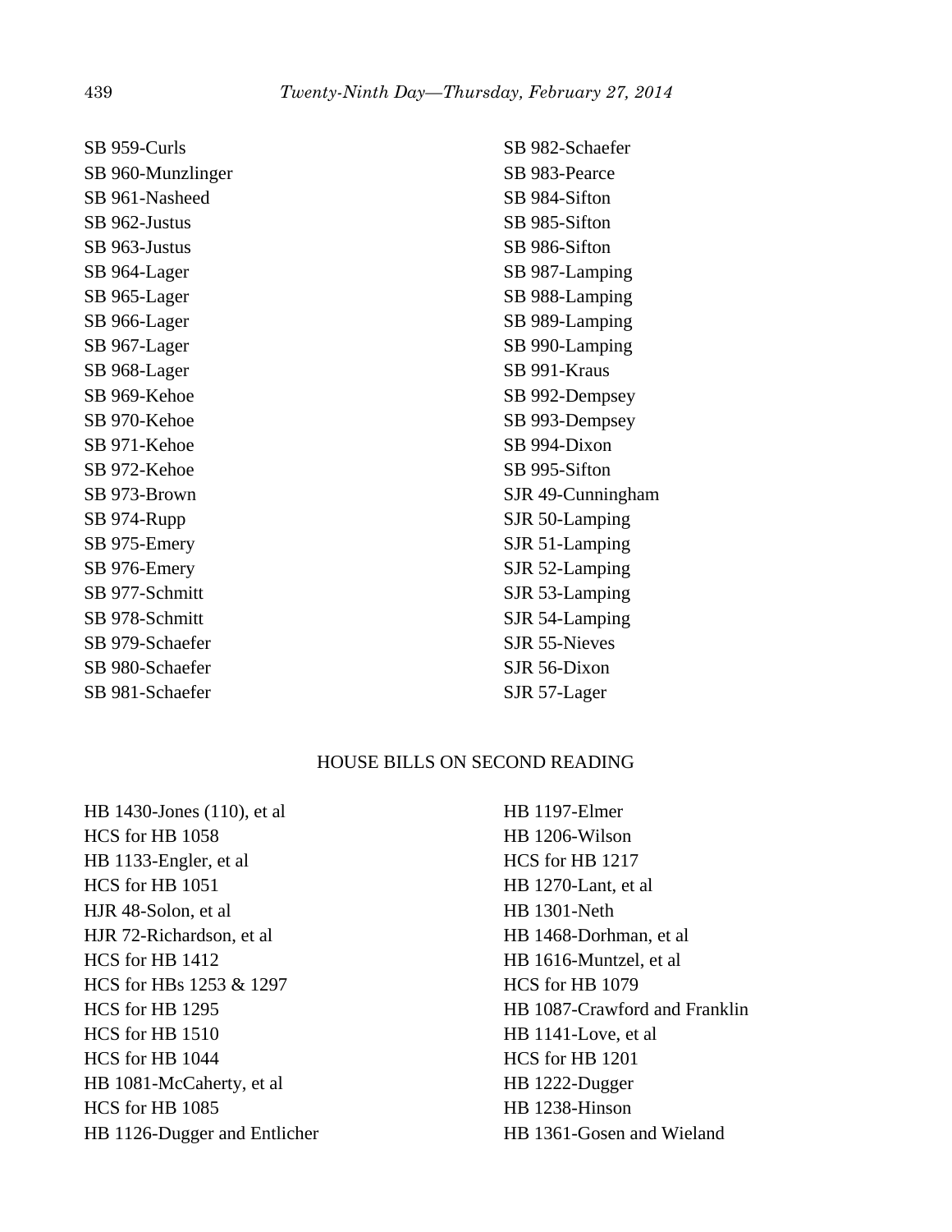SB 959-Curls
SB 960-Munzlinger
SB 961-Nasheed
SB 962-Justus
SB 963-Justus
SB 964-Lager
SB 965-Lager
SB 966-Lager
SB 967-Lager
SB 968-Lager
SB 969-Kehoe
SB 970-Kehoe
SB 971-Kehoe
SB 972-Kehoe
SB 973-Brown
SB 974-Rupp
SB 975-Emery
SB 976-Emery
SB 977-Schmitt
SB 978-Schmitt
SB 979-Schaefer
SB 980-Schaefer
SB 981-Schaefer
SB 982-Schaefer
SB 983-Pearce
SB 984-Sifton
SB 985-Sifton
SB 986-Sifton
SB 987-Lamping
SB 988-Lamping
SB 989-Lamping
SB 990-Lamping
SB 991-Kraus
SB 992-Dempsey
SB 993-Dempsey
SB 994-Dixon
SB 995-Sifton
SJR 49-Cunningham
SJR 50-Lamping
SJR 51-Lamping
SJR 52-Lamping
SJR 53-Lamping
SJR 54-Lamping
SJR 55-Nieves
SJR 56-Dixon
SJR 57-Lager

HOUSE BILLS ON SECOND READING

HB 1430-Jones (110), et al
HCS for HB 1058
HB 1133-Engler, et al
HCS for HB 1051
HJR 48-Solon, et al
HJR 72-Richardson, et al
HCS for HB 1412
HCS for HBs 1253 & 1297
HCS for HB 1295
HCS for HB 1510
HCS for HB 1044
HB 1081-McCaherty, et al
HCS for HB 1085
HB 1126-Dugger and Entlicher
HB 1197-Elmer
HB 1206-Wilson
HCS for HB 1217
HB 1270-Lant, et al
HB 1301-Neth
HB 1468-Dorhman, et al
HB 1616-Muntzel, et al
HCS for HB 1079
HB 1087-Crawford and Franklin
HB 1141-Love, et al
HCS for HB 1201
HB 1222-Dugger
HB 1238-Hinson
HB 1361-Gosen and Wieland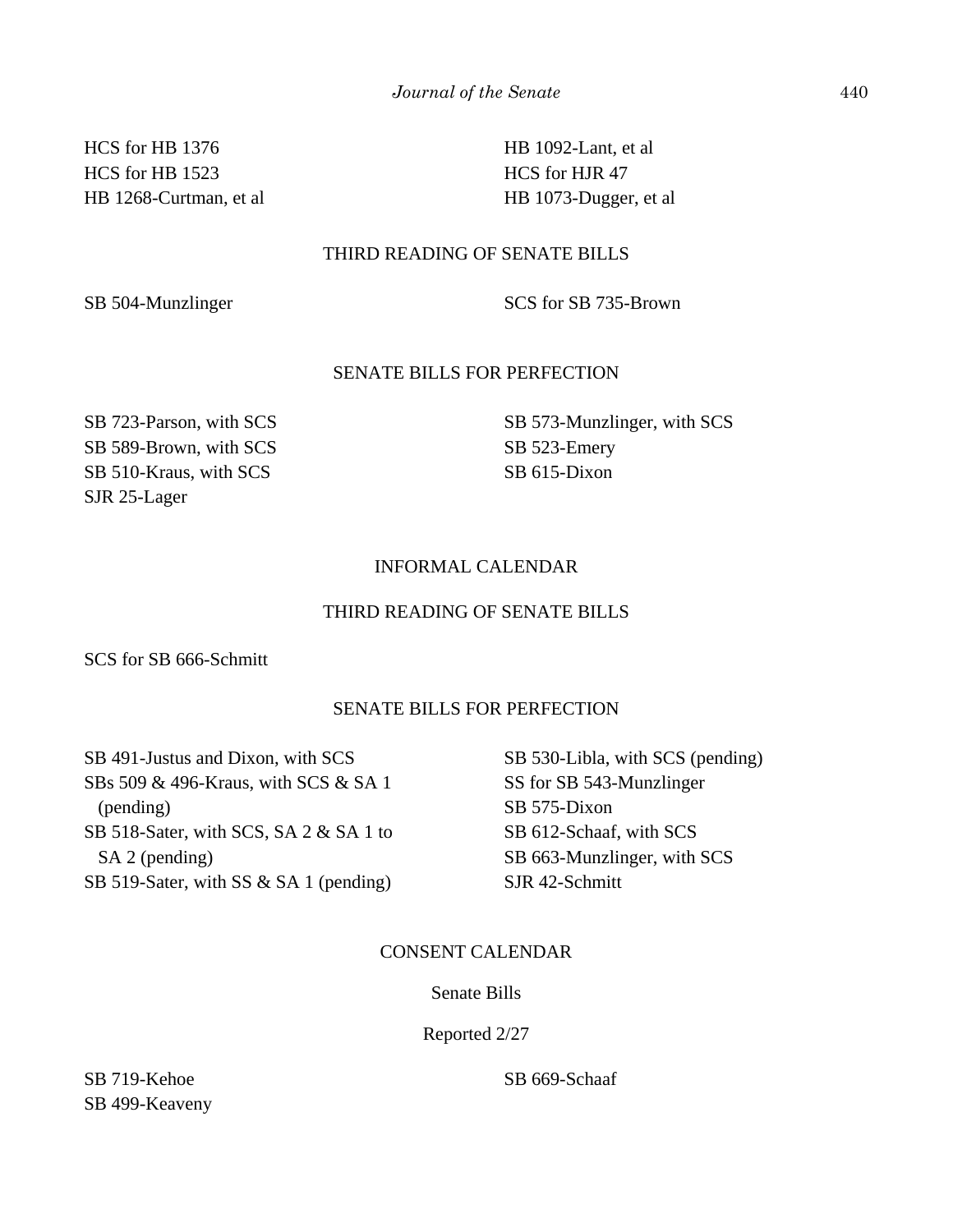HCS for HB 1376

HCS for HB 1523

HB 1268-Curtman, et al

HB 1092-Lant, et al

HCS for HJR 47

HB 1073-Dugger, et al

THIRD READING OF SENATE BILLS

SB 504-Munzlinger

SCS for SB 735-Brown

SENATE BILLS FOR PERFECTION

SB 723-Parson, with SCS

SB 589-Brown, with SCS

SB 510-Kraus, with SCS

SJR 25-Lager

SB 573-Munzlinger, with SCS

SB 523-Emery

SB 615-Dixon

INFORMAL CALENDAR

THIRD READING OF SENATE BILLS

SCS for SB 666-Schmitt

SENATE BILLS FOR PERFECTION

SB 491-Justus and Dixon, with SCS

SBs 509 & 496-Kraus, with SCS & SA 1 (pending)

SB 518-Sater, with SCS, SA 2 & SA 1 to SA 2 (pending)

SB 519-Sater, with SS & SA 1 (pending)

SB 530-Libla, with SCS (pending)

SS for SB 543-Munzlinger

SB 575-Dixon

SB 612-Schaaf, with SCS

SB 663-Munzlinger, with SCS

SJR 42-Schmitt

CONSENT CALENDAR

Senate Bills

Reported 2/27

SB 719-Kehoe

SB 499-Keaveny

SB 669-Schaaf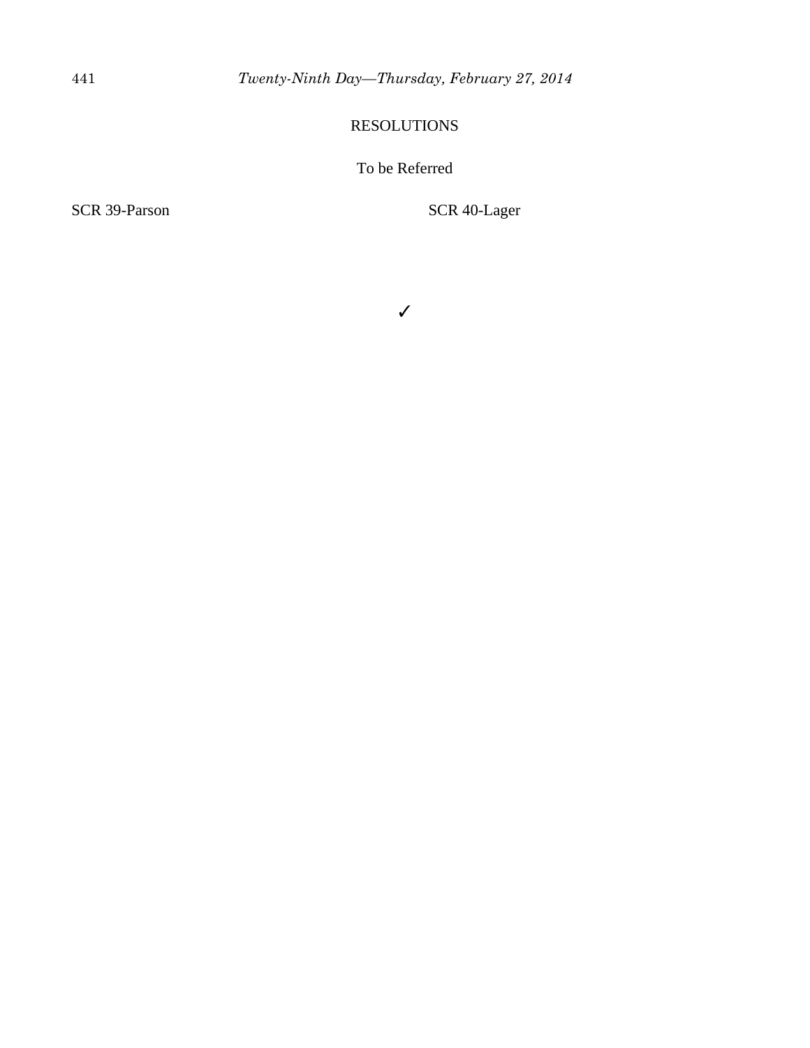## RESOLUTIONS

### To be Referred

SCR 39-Parson

SCR 40-Lager

✓